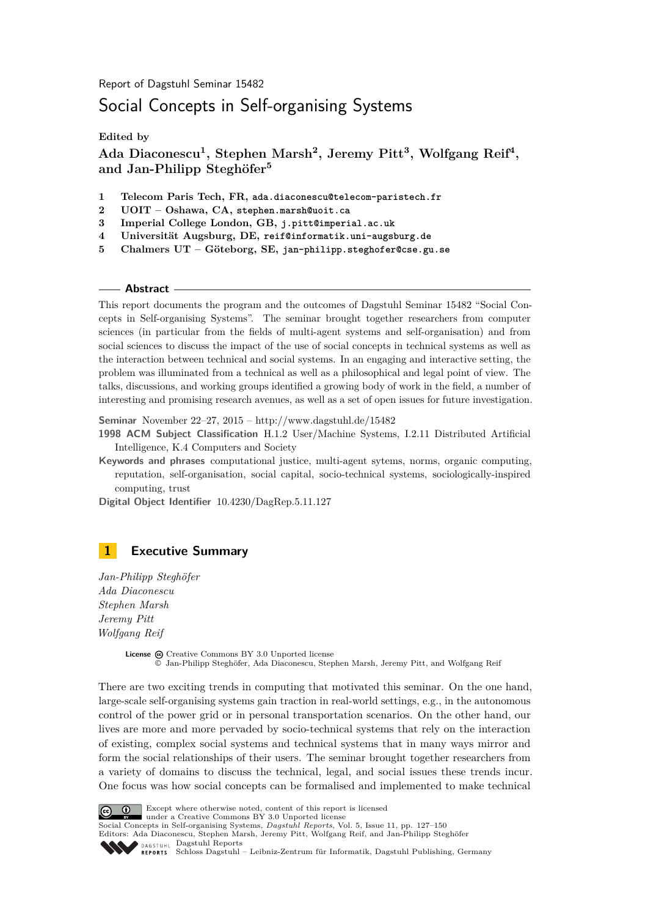Report of Dagstuhl Seminar 15482

# Social Concepts in Self-organising Systems

**Edited by**

**Ada Diaconescu[1], Stephen Marsh[2], Jeremy Pitt[3], Wolfgang Reif[4], and Jan-Philipp Steghöfer[5]**

1. **Telecom Paris Tech, FR,** ada.diaconescu@telecom-paristech.fr
2. **UOIT – Oshawa, CA,** stephen.marsh@uoit.ca
3. **Imperial College London, GB,** j.pitt@imperial.ac.uk
4. **Universität Augsburg, DE,** reif@informatik.uni-augsburg.de
5. **Chalmers UT – Göteborg, SE,** jan-philipp.steghofer@cse.gu.se

## Abstract

This report documents the program and the outcomes of Dagstuhl Seminar 15482 "Social Concepts in Self-organising Systems". The seminar brought together researchers from computer sciences (in particular from the fields of multi-agent systems and self-organisation) and from social sciences to discuss the impact of the use of social concepts in technical systems as well as the interaction between technical and social systems. In an engaging and interactive setting, the problem was illuminated from a technical as well as a philosophical and legal point of view. The talks, discussions, and working groups identified a growing body of work in the field, a number of interesting and promising research avenues, as well as a set of open issues for future investigation.

**Seminar** November 22–27, 2015 – http://www.dagstuhl.de/15482

**1998 ACM Subject Classification** H.1.2 User/Machine Systems, I.2.11 Distributed Artificial Intelligence, K.4 Computers and Society

**Keywords and phrases** computational justice, multi-agent sytems, norms, organic computing, reputation, self-organisation, social capital, socio-technical systems, sociologically-inspired computing, trust

**Digital Object Identifier** 10.4230/DagRep.5.11.127

## 1 Executive Summary

*Jan-Philipp Steghöfer*
*Ada Diaconescu*
*Stephen Marsh*
*Jeremy Pitt*
*Wolfgang Reif*

**License** Creative Commons BY 3.0 Unported license
© Jan-Philipp Steghöfer, Ada Diaconescu, Stephen Marsh, Jeremy Pitt, and Wolfgang Reif

There are two exciting trends in computing that motivated this seminar. On the one hand, large-scale self-organising systems gain traction in real-world settings, e.g., in the autonomous control of the power grid or in personal transportation scenarios. On the other hand, our lives are more and more pervaded by socio-technical systems that rely on the interaction of existing, complex social systems and technical systems that in many ways mirror and form the social relationships of their users. The seminar brought together researchers from a variety of domains to discuss the technical, legal, and social issues these trends incur. One focus was how social concepts can be formalised and implemented to make technical

Except where otherwise noted, content of this report is licensed under a Creative Commons BY 3.0 Unported license
Social Concepts in Self-organising Systems, *Dagstuhl Reports*, Vol. 5, Issue 11, pp. 127–150
Editors: Ada Diaconescu, Stephen Marsh, Jeremy Pitt, Wolfgang Reif, and Jan-Philipp Steghöfer
Dagstuhl Reports
Schloss Dagstuhl – Leibniz-Zentrum für Informatik, Dagstuhl Publishing, Germany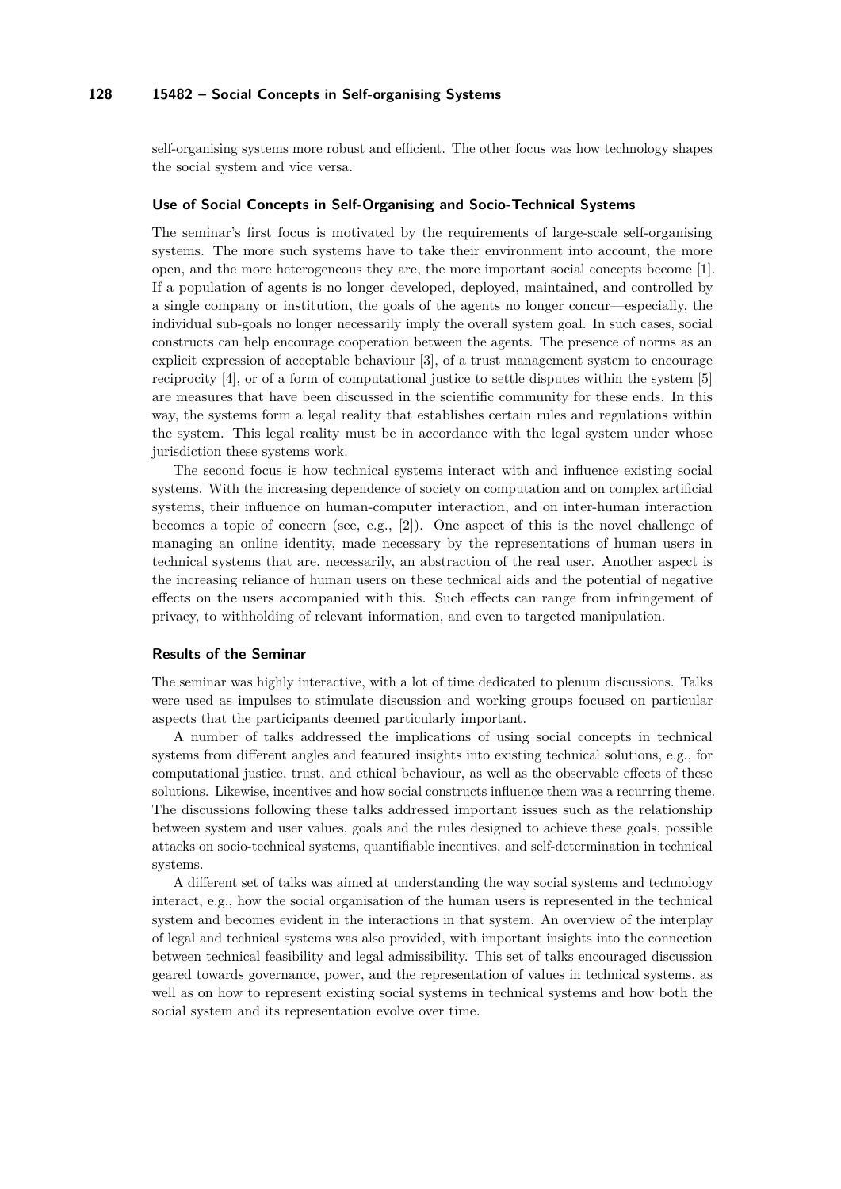self-organising systems more robust and efficient. The other focus was how technology shapes the social system and vice versa.

### Use of Social Concepts in Self-Organising and Socio-Technical Systems

The seminar's first focus is motivated by the requirements of large-scale self-organising systems. The more such systems have to take their environment into account, the more open, and the more heterogeneous they are, the more important social concepts become [1]. If a population of agents is no longer developed, deployed, maintained, and controlled by a single company or institution, the goals of the agents no longer concur—especially, the individual sub-goals no longer necessarily imply the overall system goal. In such cases, social constructs can help encourage cooperation between the agents. The presence of norms as an explicit expression of acceptable behaviour [3], of a trust management system to encourage reciprocity [4], or of a form of computational justice to settle disputes within the system [5] are measures that have been discussed in the scientific community for these ends. In this way, the systems form a legal reality that establishes certain rules and regulations within the system. This legal reality must be in accordance with the legal system under whose jurisdiction these systems work.

The second focus is how technical systems interact with and influence existing social systems. With the increasing dependence of society on computation and on complex artificial systems, their influence on human-computer interaction, and on inter-human interaction becomes a topic of concern (see, e.g., [2]). One aspect of this is the novel challenge of managing an online identity, made necessary by the representations of human users in technical systems that are, necessarily, an abstraction of the real user. Another aspect is the increasing reliance of human users on these technical aids and the potential of negative effects on the users accompanied with this. Such effects can range from infringement of privacy, to withholding of relevant information, and even to targeted manipulation.

### Results of the Seminar

The seminar was highly interactive, with a lot of time dedicated to plenum discussions. Talks were used as impulses to stimulate discussion and working groups focused on particular aspects that the participants deemed particularly important.

A number of talks addressed the implications of using social concepts in technical systems from different angles and featured insights into existing technical solutions, e.g., for computational justice, trust, and ethical behaviour, as well as the observable effects of these solutions. Likewise, incentives and how social constructs influence them was a recurring theme. The discussions following these talks addressed important issues such as the relationship between system and user values, goals and the rules designed to achieve these goals, possible attacks on socio-technical systems, quantifiable incentives, and self-determination in technical systems.

A different set of talks was aimed at understanding the way social systems and technology interact, e.g., how the social organisation of the human users is represented in the technical system and becomes evident in the interactions in that system. An overview of the interplay of legal and technical systems was also provided, with important insights into the connection between technical feasibility and legal admissibility. This set of talks encouraged discussion geared towards governance, power, and the representation of values in technical systems, as well as on how to represent existing social systems in technical systems and how both the social system and its representation evolve over time.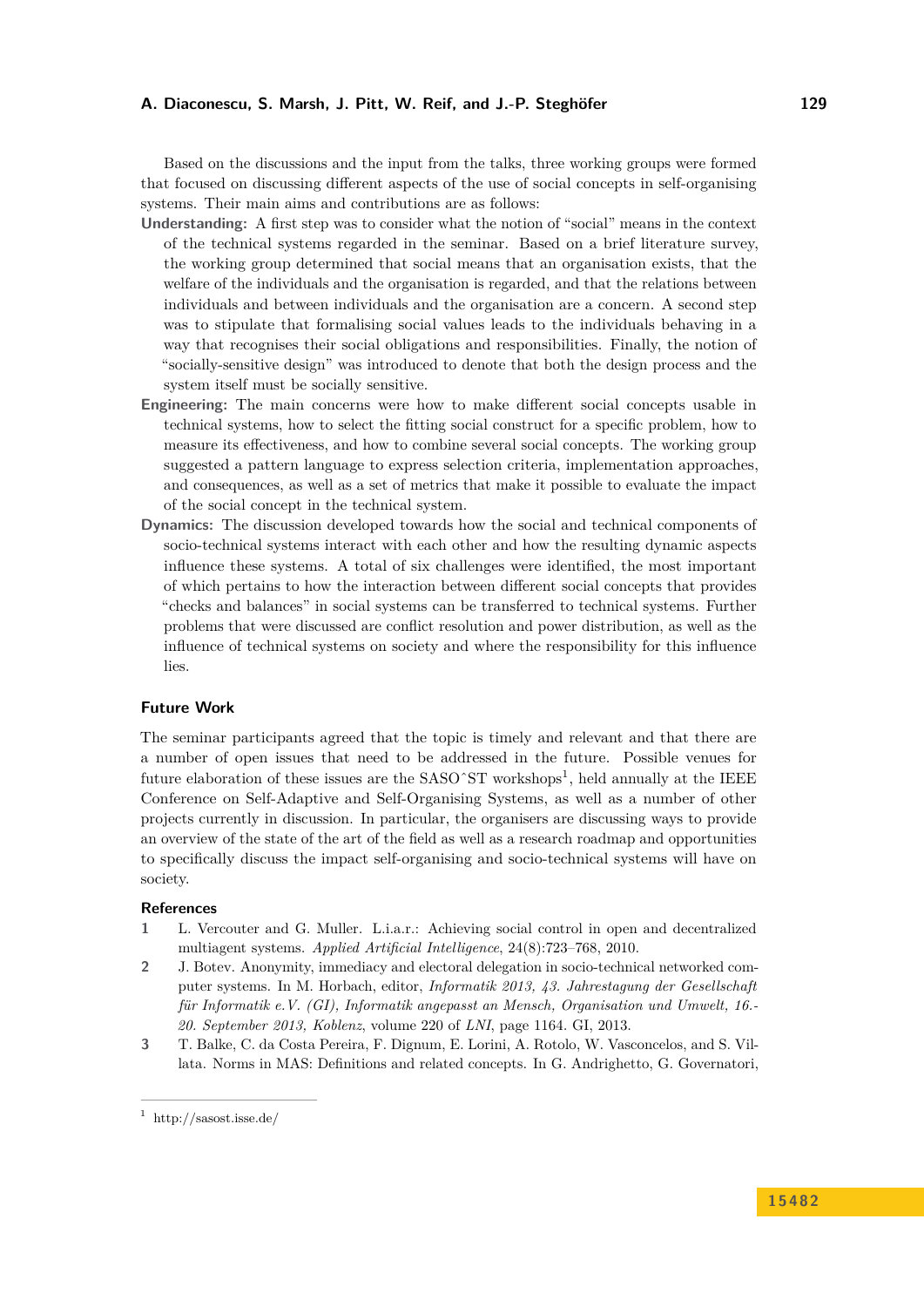Based on the discussions and the input from the talks, three working groups were formed that focused on discussing different aspects of the use of social concepts in self-organising systems. Their main aims and contributions are as follows:

**Understanding:** A first step was to consider what the notion of "social" means in the context of the technical systems regarded in the seminar. Based on a brief literature survey, the working group determined that social means that an organisation exists, that the welfare of the individuals and the organisation is regarded, and that the relations between individuals and between individuals and the organisation are a concern. A second step was to stipulate that formalising social values leads to the individuals behaving in a way that recognises their social obligations and responsibilities. Finally, the notion of "socially-sensitive design" was introduced to denote that both the design process and the system itself must be socially sensitive.

**Engineering:** The main concerns were how to make different social concepts usable in technical systems, how to select the fitting social construct for a specific problem, how to measure its effectiveness, and how to combine several social concepts. The working group suggested a pattern language to express selection criteria, implementation approaches, and consequences, as well as a set of metrics that make it possible to evaluate the impact of the social concept in the technical system.

**Dynamics:** The discussion developed towards how the social and technical components of socio-technical systems interact with each other and how the resulting dynamic aspects influence these systems. A total of six challenges were identified, the most important of which pertains to how the interaction between different social concepts that provides "checks and balances" in social systems can be transferred to technical systems. Further problems that were discussed are conflict resolution and power distribution, as well as the influence of technical systems on society and where the responsibility for this influence lies.

## Future Work

The seminar participants agreed that the topic is timely and relevant and that there are a number of open issues that need to be addressed in the future. Possible venues for future elaboration of these issues are the SASOˆST workshops[1], held annually at the IEEE Conference on Self-Adaptive and Self-Organising Systems, as well as a number of other projects currently in discussion. In particular, the organisers are discussing ways to provide an overview of the state of the art of the field as well as a research roadmap and opportunities to specifically discuss the impact self-organising and socio-technical systems will have on society.

## References

1. L. Vercouter and G. Muller. L.i.a.r.: Achieving social control in open and decentralized multiagent systems. *Applied Artificial Intelligence*, 24(8):723–768, 2010.
2. J. Botev. Anonymity, immediacy and electoral delegation in socio-technical networked computer systems. In M. Horbach, editor, *Informatik 2013, 43. Jahrestagung der Gesellschaft für Informatik e.V. (GI), Informatik angepasst an Mensch, Organisation und Umwelt, 16.-20. September 2013, Koblenz*, volume 220 of *LNI*, page 1164. GI, 2013.
3. T. Balke, C. da Costa Pereira, F. Dignum, E. Lorini, A. Rotolo, W. Vasconcelos, and S. Villata. Norms in MAS: Definitions and related concepts. In G. Andrighetto, G. Governatori,

[1] http://sasost.isse.de/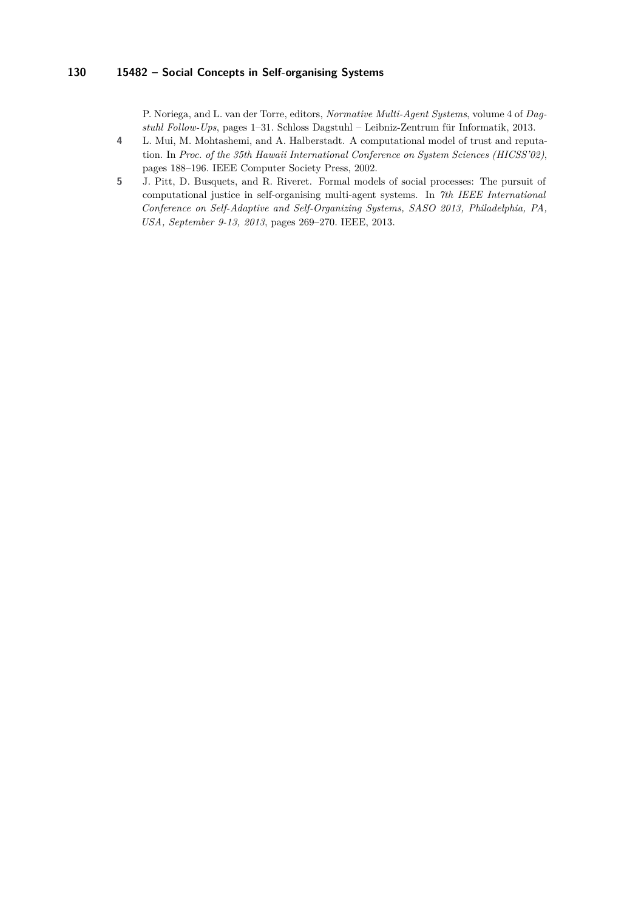P. Noriega, and L. van der Torre, editors, *Normative Multi-Agent Systems*, volume 4 of *Dagstuhl Follow-Ups*, pages 1–31. Schloss Dagstuhl – Leibniz-Zentrum für Informatik, 2013.

4 L. Mui, M. Mohtashemi, and A. Halberstadt. A computational model of trust and reputation. In *Proc. of the 35th Hawaii International Conference on System Sciences (HICSS'02)*, pages 188–196. IEEE Computer Society Press, 2002.

5 J. Pitt, D. Busquets, and R. Riveret. Formal models of social processes: The pursuit of computational justice in self-organising multi-agent systems. In *7th IEEE International Conference on Self-Adaptive and Self-Organizing Systems, SASO 2013, Philadelphia, PA, USA, September 9-13, 2013*, pages 269–270. IEEE, 2013.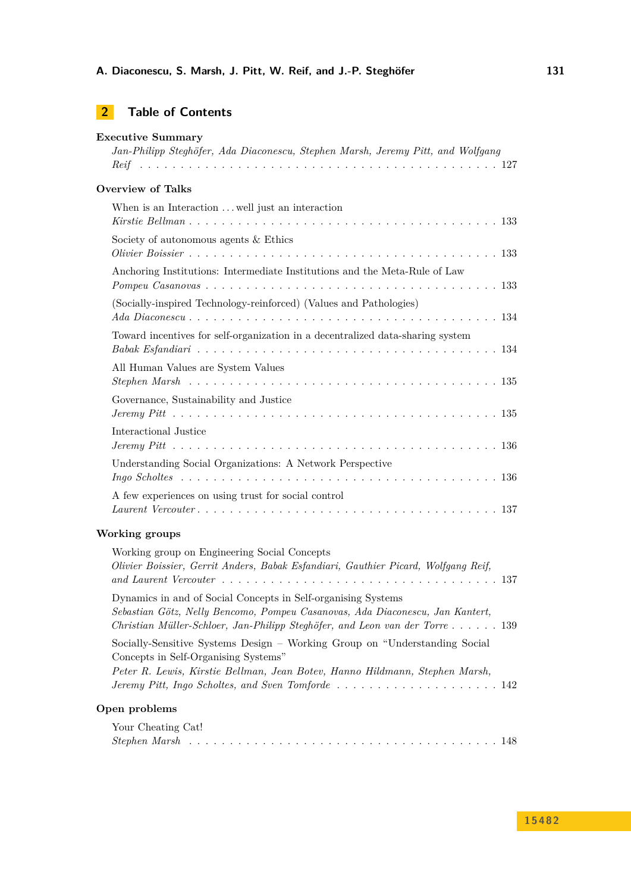## 2 Table of Contents

**Executive Summary**

*Jan-Philipp Steghöfer, Ada Diaconescu, Stephen Marsh, Jeremy Pitt, and Wolfgang Reif* . . . 127

**Overview of Talks**

When is an Interaction . . . well just an interaction
*Kirstie Bellman* . . . 133

Society of autonomous agents & Ethics
*Olivier Boissier* . . . 133

Anchoring Institutions: Intermediate Institutions and the Meta-Rule of Law
*Pompeu Casanovas* . . . 133

(Socially-inspired Technology-reinforced) (Values and Pathologies)
*Ada Diaconescu* . . . 134

Toward incentives for self-organization in a decentralized data-sharing system
*Babak Esfandiari* . . . 134

All Human Values are System Values
*Stephen Marsh* . . . 135

Governance, Sustainability and Justice
*Jeremy Pitt* . . . 135

Interactional Justice
*Jeremy Pitt* . . . 136

Understanding Social Organizations: A Network Perspective
*Ingo Scholtes* . . . 136

A few experiences on using trust for social control
*Laurent Vercouter* . . . 137

**Working groups**

Working group on Engineering Social Concepts
*Olivier Boissier, Gerrit Anders, Babak Esfandiari, Gauthier Picard, Wolfgang Reif, and Laurent Vercouter* . . . 137

Dynamics in and of Social Concepts in Self-organising Systems
*Sebastian Götz, Nelly Bencomo, Pompeu Casanovas, Ada Diaconescu, Jan Kantert, Christian Müller-Schloer, Jan-Philipp Steghöfer, and Leon van der Torre* . . . 139

Socially-Sensitive Systems Design – Working Group on "Understanding Social Concepts in Self-Organising Systems"
*Peter R. Lewis, Kirstie Bellman, Jean Botev, Hanno Hildmann, Stephen Marsh, Jeremy Pitt, Ingo Scholtes, and Sven Tomforde* . . . 142

**Open problems**

Your Cheating Cat!
*Stephen Marsh* . . . 148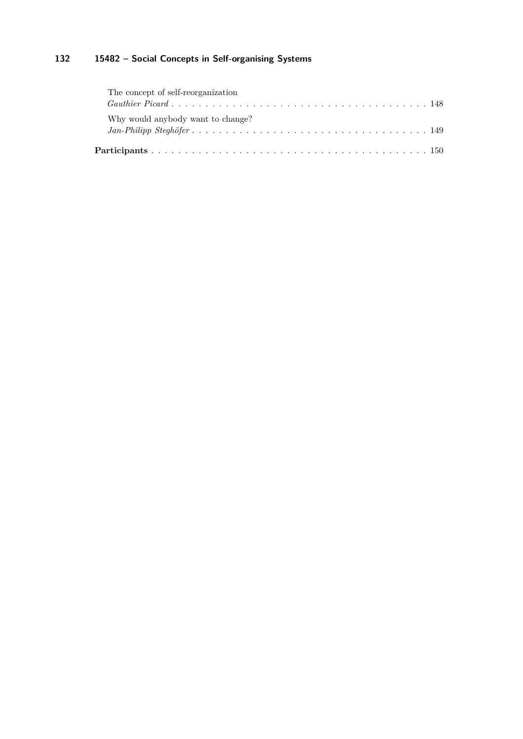The concept of self-reorganization
*Gauthier Picard* . . . . . . . . . . . . . . . . . . . . . . . . . . . . . . . . . . . . . . 148

Why would anybody want to change?
*Jan-Philipp Steghöfer* . . . . . . . . . . . . . . . . . . . . . . . . . . . . . . . . . . . 149

**Participants** . . . . . . . . . . . . . . . . . . . . . . . . . . . . . . . . . . . . . . . . . 150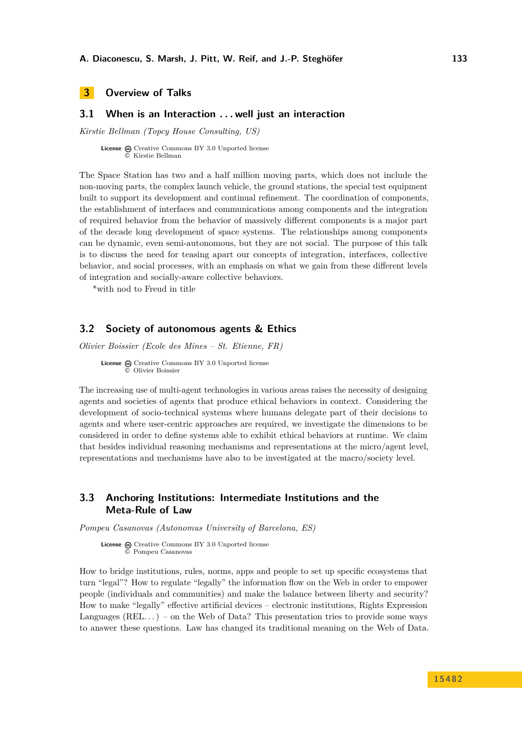# 3 Overview of Talks

## 3.1 When is an Interaction ... well just an interaction

*Kirstie Bellman (Topcy House Consulting, US)*

**License** Creative Commons BY 3.0 Unported license
© Kirstie Bellman

The Space Station has two and a half million moving parts, which does not include the non-moving parts, the complex launch vehicle, the ground stations, the special test equipment built to support its development and continual refinement. The coordination of components, the establishment of interfaces and communications among components and the integration of required behavior from the behavior of massively different components is a major part of the decade long development of space systems. The relationships among components can be dynamic, even semi-autonomous, but they are not social. The purpose of this talk is to discuss the need for teasing apart our concepts of integration, interfaces, collective behavior, and social processes, with an emphasis on what we gain from these different levels of integration and socially-aware collective behaviors.

*with nod to Freud in title

## 3.2 Society of autonomous agents & Ethics

*Olivier Boissier (Ecole des Mines – St. Etienne, FR)*

**License** Creative Commons BY 3.0 Unported license
© Olivier Boissier

The increasing use of multi-agent technologies in various areas raises the necessity of designing agents and societies of agents that produce ethical behaviors in context. Considering the development of socio-technical systems where humans delegate part of their decisions to agents and where user-centric approaches are required, we investigate the dimensions to be considered in order to define systems able to exhibit ethical behaviors at runtime. We claim that besides individual reasoning mechanisms and representations at the micro/agent level, representations and mechanisms have also to be investigated at the macro/society level.

## 3.3 Anchoring Institutions: Intermediate Institutions and the Meta-Rule of Law

*Pompeu Casanovas (Autonomus University of Barcelona, ES)*

**License** Creative Commons BY 3.0 Unported license
© Pompeu Casanovas

How to bridge institutions, rules, norms, apps and people to set up specific ecosystems that turn "legal"? How to regulate "legally" the information flow on the Web in order to empower people (individuals and communities) and make the balance between liberty and security? How to make "legally" effective artificial devices – electronic institutions, Rights Expression Languages (REL...) – on the Web of Data? This presentation tries to provide some ways to answer these questions. Law has changed its traditional meaning on the Web of Data.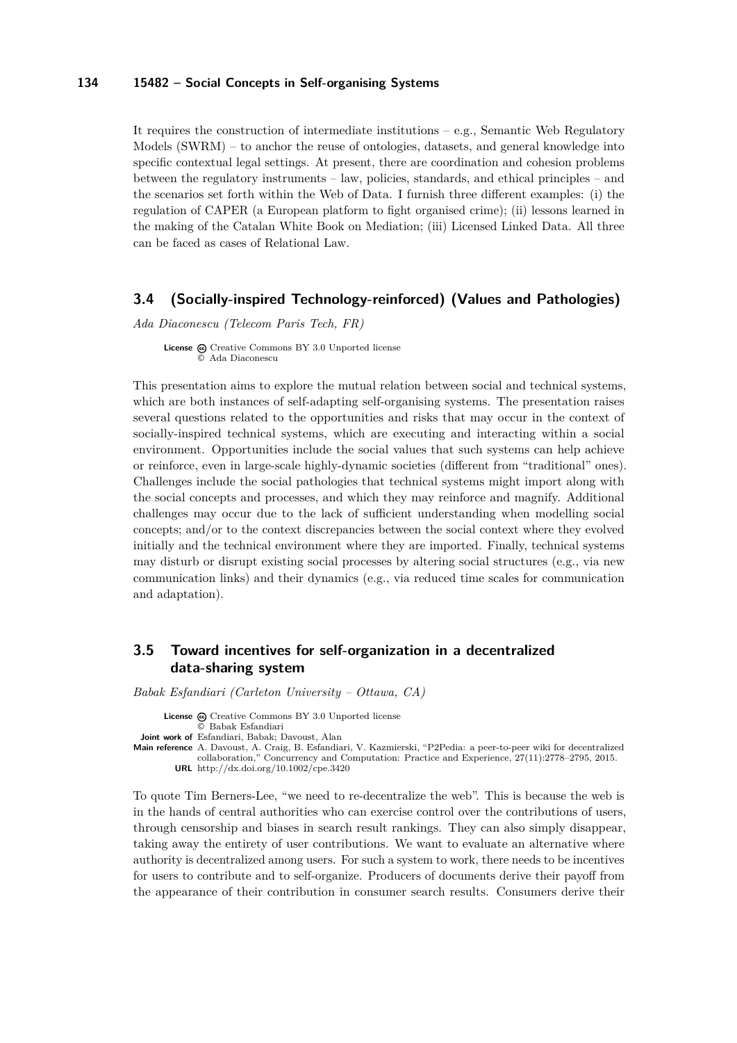It requires the construction of intermediate institutions – e.g., Semantic Web Regulatory Models (SWRM) – to anchor the reuse of ontologies, datasets, and general knowledge into specific contextual legal settings. At present, there are coordination and cohesion problems between the regulatory instruments – law, policies, standards, and ethical principles – and the scenarios set forth within the Web of Data. I furnish three different examples: (i) the regulation of CAPER (a European platform to fight organised crime); (ii) lessons learned in the making of the Catalan White Book on Mediation; (iii) Licensed Linked Data. All three can be faced as cases of Relational Law.

## 3.4 (Socially-inspired Technology-reinforced) (Values and Pathologies)

*Ada Diaconescu (Telecom Paris Tech, FR)*

**License** Creative Commons BY 3.0 Unported license
© Ada Diaconescu

This presentation aims to explore the mutual relation between social and technical systems, which are both instances of self-adapting self-organising systems. The presentation raises several questions related to the opportunities and risks that may occur in the context of socially-inspired technical systems, which are executing and interacting within a social environment. Opportunities include the social values that such systems can help achieve or reinforce, even in large-scale highly-dynamic societies (different from "traditional" ones). Challenges include the social pathologies that technical systems might import along with the social concepts and processes, and which they may reinforce and magnify. Additional challenges may occur due to the lack of sufficient understanding when modelling social concepts; and/or to the context discrepancies between the social context where they evolved initially and the technical environment where they are imported. Finally, technical systems may disturb or disrupt existing social processes by altering social structures (e.g., via new communication links) and their dynamics (e.g., via reduced time scales for communication and adaptation).

## 3.5 Toward incentives for self-organization in a decentralized data-sharing system

*Babak Esfandiari (Carleton University – Ottawa, CA)*

**License** Creative Commons BY 3.0 Unported license
© Babak Esfandiari
**Joint work of** Esfandiari, Babak; Davoust, Alan
**Main reference** A. Davoust, A. Craig, B. Esfandiari, V. Kazmierski, "P2Pedia: a peer-to-peer wiki for decentralized collaboration," Concurrency and Computation: Practice and Experience, 27(11):2778–2795, 2015.
**URL** http://dx.doi.org/10.1002/cpe.3420

To quote Tim Berners-Lee, "we need to re-decentralize the web". This is because the web is in the hands of central authorities who can exercise control over the contributions of users, through censorship and biases in search result rankings. They can also simply disappear, taking away the entirety of user contributions. We want to evaluate an alternative where authority is decentralized among users. For such a system to work, there needs to be incentives for users to contribute and to self-organize. Producers of documents derive their payoff from the appearance of their contribution in consumer search results. Consumers derive their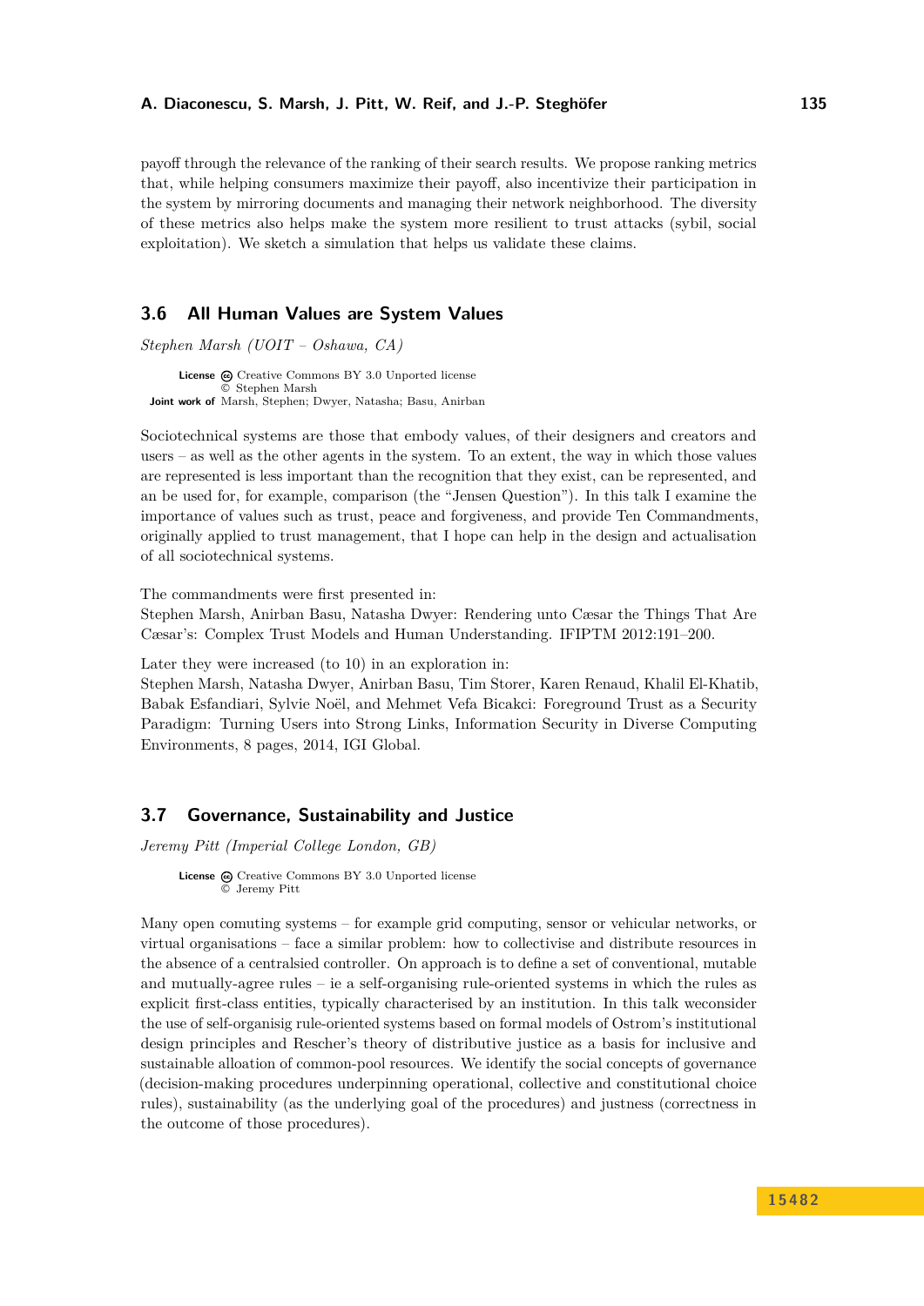payoff through the relevance of the ranking of their search results. We propose ranking metrics that, while helping consumers maximize their payoff, also incentivize their participation in the system by mirroring documents and managing their network neighborhood. The diversity of these metrics also helps make the system more resilient to trust attacks (sybil, social exploitation). We sketch a simulation that helps us validate these claims.

## 3.6 All Human Values are System Values

*Stephen Marsh (UOIT – Oshawa, CA)*

**License** Creative Commons BY 3.0 Unported license
© Stephen Marsh
**Joint work of** Marsh, Stephen; Dwyer, Natasha; Basu, Anirban

Sociotechnical systems are those that embody values, of their designers and creators and users – as well as the other agents in the system. To an extent, the way in which those values are represented is less important than the recognition that they exist, can be represented, and an be used for, for example, comparison (the "Jensen Question"). In this talk I examine the importance of values such as trust, peace and forgiveness, and provide Ten Commandments, originally applied to trust management, that I hope can help in the design and actualisation of all sociotechnical systems.

The commandments were first presented in:
Stephen Marsh, Anirban Basu, Natasha Dwyer: Rendering unto Cæsar the Things That Are Cæsar's: Complex Trust Models and Human Understanding. IFIPTM 2012:191–200.

Later they were increased (to 10) in an exploration in:
Stephen Marsh, Natasha Dwyer, Anirban Basu, Tim Storer, Karen Renaud, Khalil El-Khatib, Babak Esfandiari, Sylvie Noël, and Mehmet Vefa Bicakci: Foreground Trust as a Security Paradigm: Turning Users into Strong Links, Information Security in Diverse Computing Environments, 8 pages, 2014, IGI Global.

## 3.7 Governance, Sustainability and Justice

*Jeremy Pitt (Imperial College London, GB)*

**License** Creative Commons BY 3.0 Unported license
© Jeremy Pitt

Many open comuting systems – for example grid computing, sensor or vehicular networks, or virtual organisations – face a similar problem: how to collectivise and distribute resources in the absence of a centralsied controller. On approach is to define a set of conventional, mutable and mutually-agree rules – ie a self-organising rule-oriented systems in which the rules as explicit first-class entities, typically characterised by an institution. In this talk weconsider the use of self-organisig rule-oriented systems based on formal models of Ostrom's institutional design principles and Rescher's theory of distributive justice as a basis for inclusive and sustainable alloation of common-pool resources. We identify the social concepts of governance (decision-making procedures underpinning operational, collective and constitutional choice rules), sustainability (as the underlying goal of the procedures) and justness (correctness in the outcome of those procedures).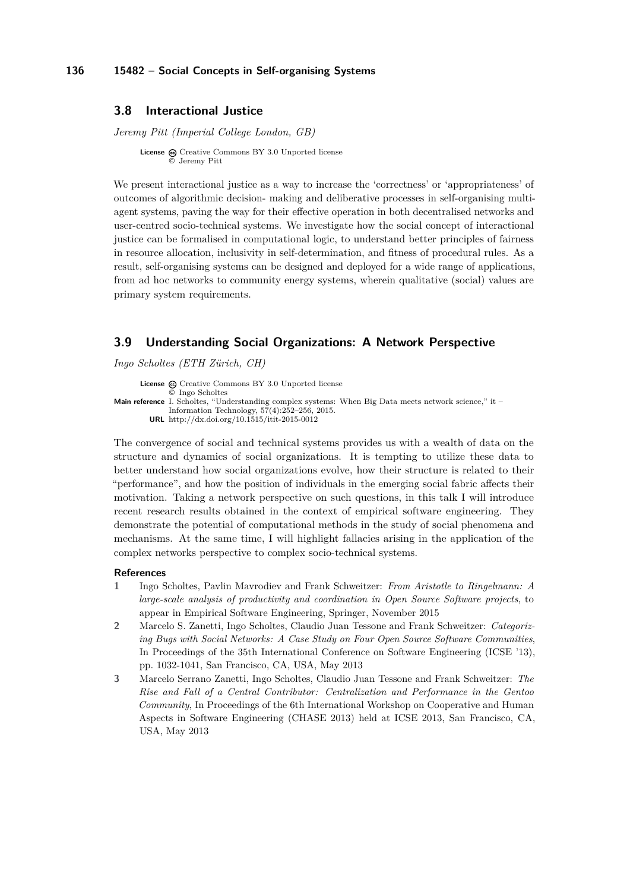## 3.8 Interactional Justice

*Jeremy Pitt (Imperial College London, GB)*

**License** Creative Commons BY 3.0 Unported license
© Jeremy Pitt

We present interactional justice as a way to increase the 'correctness' or 'appropriateness' of outcomes of algorithmic decision- making and deliberative processes in self-organising multi-agent systems, paving the way for their effective operation in both decentralised networks and user-centred socio-technical systems. We investigate how the social concept of interactional justice can be formalised in computational logic, to understand better principles of fairness in resource allocation, inclusivity in self-determination, and fitness of procedural rules. As a result, self-organising systems can be designed and deployed for a wide range of applications, from ad hoc networks to community energy systems, wherein qualitative (social) values are primary system requirements.

## 3.9 Understanding Social Organizations: A Network Perspective

*Ingo Scholtes (ETH Zürich, CH)*

**License** Creative Commons BY 3.0 Unported license
© Ingo Scholtes
**Main reference** I. Scholtes, "Understanding complex systems: When Big Data meets network science," it – Information Technology, 57(4):252–256, 2015.
**URL** http://dx.doi.org/10.1515/itit-2015-0012

The convergence of social and technical systems provides us with a wealth of data on the structure and dynamics of social organizations. It is tempting to utilize these data to better understand how social organizations evolve, how their structure is related to their "performance", and how the position of individuals in the emerging social fabric affects their motivation. Taking a network perspective on such questions, in this talk I will introduce recent research results obtained in the context of empirical software engineering. They demonstrate the potential of computational methods in the study of social phenomena and mechanisms. At the same time, I will highlight fallacies arising in the application of the complex networks perspective to complex socio-technical systems.

### References

1. Ingo Scholtes, Pavlin Mavrodiev and Frank Schweitzer: *From Aristotle to Ringelmann: A large-scale analysis of productivity and coordination in Open Source Software projects*, to appear in Empirical Software Engineering, Springer, November 2015
2. Marcelo S. Zanetti, Ingo Scholtes, Claudio Juan Tessone and Frank Schweitzer: *Categorizing Bugs with Social Networks: A Case Study on Four Open Source Software Communities*, In Proceedings of the 35th International Conference on Software Engineering (ICSE '13), pp. 1032-1041, San Francisco, CA, USA, May 2013
3. Marcelo Serrano Zanetti, Ingo Scholtes, Claudio Juan Tessone and Frank Schweitzer: *The Rise and Fall of a Central Contributor: Centralization and Performance in the Gentoo Community*, In Proceedings of the 6th International Workshop on Cooperative and Human Aspects in Software Engineering (CHASE 2013) held at ICSE 2013, San Francisco, CA, USA, May 2013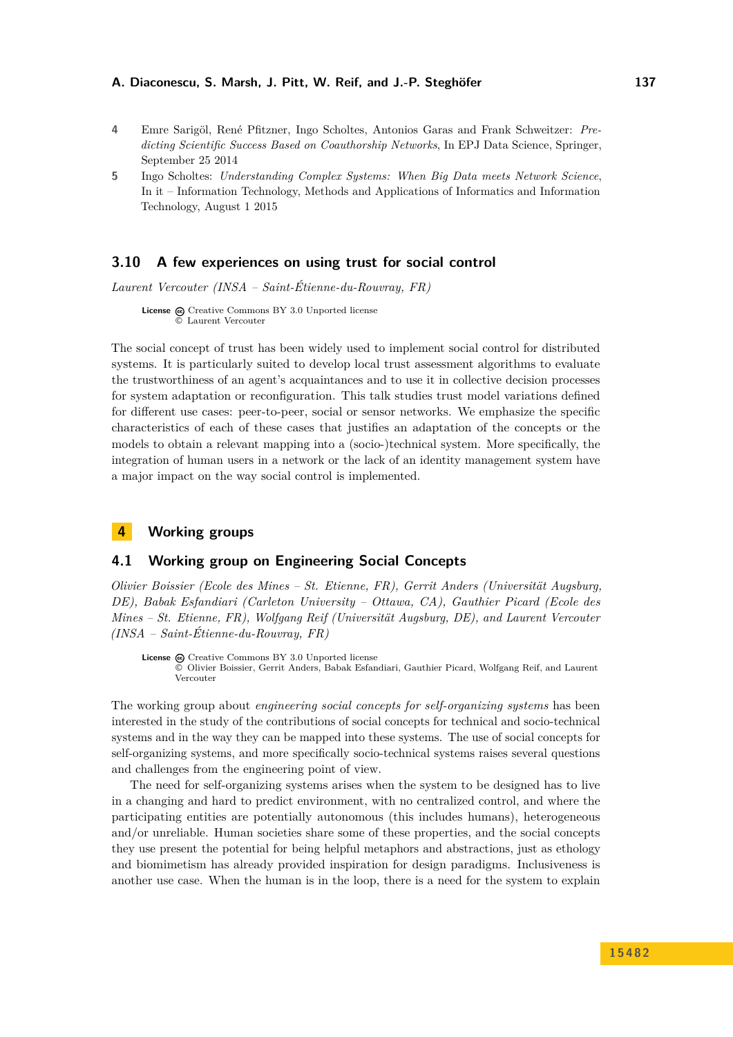4. Emre Sarigöl, René Pfitzner, Ingo Scholtes, Antonios Garas and Frank Schweitzer: *Predicting Scientific Success Based on Coauthorship Networks*, In EPJ Data Science, Springer, September 25 2014
5. Ingo Scholtes: *Understanding Complex Systems: When Big Data meets Network Science*, In it – Information Technology, Methods and Applications of Informatics and Information Technology, August 1 2015

### 3.10 A few experiences on using trust for social control

*Laurent Vercouter (INSA – Saint-Étienne-du-Rouvray, FR)*

**License** Creative Commons BY 3.0 Unported license
© Laurent Vercouter

The social concept of trust has been widely used to implement social control for distributed systems. It is particularly suited to develop local trust assessment algorithms to evaluate the trustworthiness of an agent's acquaintances and to use it in collective decision processes for system adaptation or reconfiguration. This talk studies trust model variations defined for different use cases: peer-to-peer, social or sensor networks. We emphasize the specific characteristics of each of these cases that justifies an adaptation of the concepts or the models to obtain a relevant mapping into a (socio-)technical system. More specifically, the integration of human users in a network or the lack of an identity management system have a major impact on the way social control is implemented.

## 4 Working groups

### 4.1 Working group on Engineering Social Concepts

*Olivier Boissier (Ecole des Mines – St. Etienne, FR), Gerrit Anders (Universität Augsburg, DE), Babak Esfandiari (Carleton University – Ottawa, CA), Gauthier Picard (Ecole des Mines – St. Etienne, FR), Wolfgang Reif (Universität Augsburg, DE), and Laurent Vercouter (INSA – Saint-Étienne-du-Rouvray, FR)*

**License** Creative Commons BY 3.0 Unported license
© Olivier Boissier, Gerrit Anders, Babak Esfandiari, Gauthier Picard, Wolfgang Reif, and Laurent Vercouter

The working group about *engineering social concepts for self-organizing systems* has been interested in the study of the contributions of social concepts for technical and socio-technical systems and in the way they can be mapped into these systems. The use of social concepts for self-organizing systems, and more specifically socio-technical systems raises several questions and challenges from the engineering point of view.

The need for self-organizing systems arises when the system to be designed has to live in a changing and hard to predict environment, with no centralized control, and where the participating entities are potentially autonomous (this includes humans), heterogeneous and/or unreliable. Human societies share some of these properties, and the social concepts they use present the potential for being helpful metaphors and abstractions, just as ethology and biomimetism has already provided inspiration for design paradigms. Inclusiveness is another use case. When the human is in the loop, there is a need for the system to explain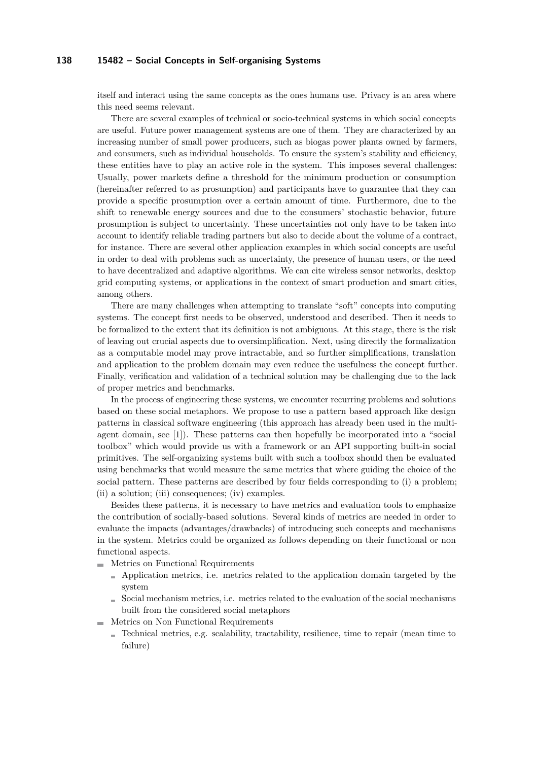itself and interact using the same concepts as the ones humans use. Privacy is an area where this need seems relevant.

There are several examples of technical or socio-technical systems in which social concepts are useful. Future power management systems are one of them. They are characterized by an increasing number of small power producers, such as biogas power plants owned by farmers, and consumers, such as individual households. To ensure the system's stability and efficiency, these entities have to play an active role in the system. This imposes several challenges: Usually, power markets define a threshold for the minimum production or consumption (hereinafter referred to as prosumption) and participants have to guarantee that they can provide a specific prosumption over a certain amount of time. Furthermore, due to the shift to renewable energy sources and due to the consumers' stochastic behavior, future prosumption is subject to uncertainty. These uncertainties not only have to be taken into account to identify reliable trading partners but also to decide about the volume of a contract, for instance. There are several other application examples in which social concepts are useful in order to deal with problems such as uncertainty, the presence of human users, or the need to have decentralized and adaptive algorithms. We can cite wireless sensor networks, desktop grid computing systems, or applications in the context of smart production and smart cities, among others.

There are many challenges when attempting to translate "soft" concepts into computing systems. The concept first needs to be observed, understood and described. Then it needs to be formalized to the extent that its definition is not ambiguous. At this stage, there is the risk of leaving out crucial aspects due to oversimplification. Next, using directly the formalization as a computable model may prove intractable, and so further simplifications, translation and application to the problem domain may even reduce the usefulness the concept further. Finally, verification and validation of a technical solution may be challenging due to the lack of proper metrics and benchmarks.

In the process of engineering these systems, we encounter recurring problems and solutions based on these social metaphors. We propose to use a pattern based approach like design patterns in classical software engineering (this approach has already been used in the multi-agent domain, see [1]). These patterns can then hopefully be incorporated into a "social toolbox" which would provide us with a framework or an API supporting built-in social primitives. The self-organizing systems built with such a toolbox should then be evaluated using benchmarks that would measure the same metrics that where guiding the choice of the social pattern. These patterns are described by four fields corresponding to (i) a problem; (ii) a solution; (iii) consequences; (iv) examples.

Besides these patterns, it is necessary to have metrics and evaluation tools to emphasize the contribution of socially-based solutions. Several kinds of metrics are needed in order to evaluate the impacts (advantages/drawbacks) of introducing such concepts and mechanisms in the system. Metrics could be organized as follows depending on their functional or non functional aspects.

- Metrics on Functional Requirements
  - Application metrics, i.e. metrics related to the application domain targeted by the system
  - Social mechanism metrics, i.e. metrics related to the evaluation of the social mechanisms built from the considered social metaphors
- Metrics on Non Functional Requirements
  - Technical metrics, e.g. scalability, tractability, resilience, time to repair (mean time to failure)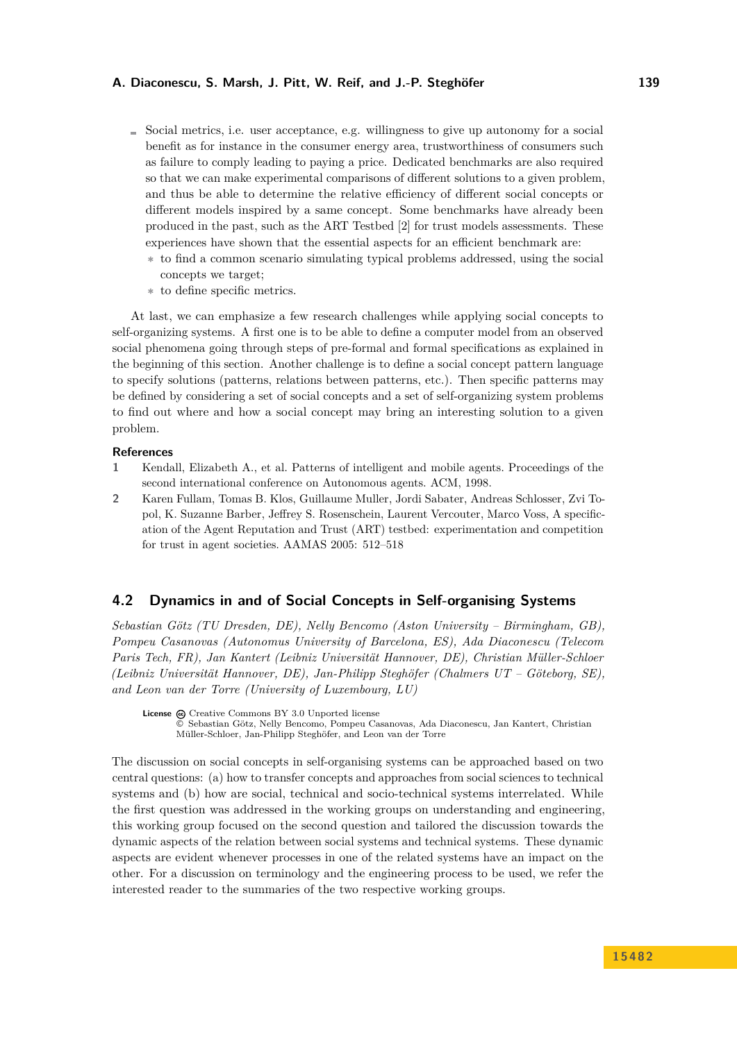- Social metrics, i.e. user acceptance, e.g. willingness to give up autonomy for a social benefit as for instance in the consumer energy area, trustworthiness of consumers such as failure to comply leading to paying a price. Dedicated benchmarks are also required so that we can make experimental comparisons of different solutions to a given problem, and thus be able to determine the relative efficiency of different social concepts or different models inspired by a same concept. Some benchmarks have already been produced in the past, such as the ART Testbed [2] for trust models assessments. These experiences have shown that the essential aspects for an efficient benchmark are:
  - to find a common scenario simulating typical problems addressed, using the social concepts we target;
  - to define specific metrics.

At last, we can emphasize a few research challenges while applying social concepts to self-organizing systems. A first one is to be able to define a computer model from an observed social phenomena going through steps of pre-formal and formal specifications as explained in the beginning of this section. Another challenge is to define a social concept pattern language to specify solutions (patterns, relations between patterns, etc.). Then specific patterns may be defined by considering a set of social concepts and a set of self-organizing system problems to find out where and how a social concept may bring an interesting solution to a given problem.

### References

1. Kendall, Elizabeth A., et al. Patterns of intelligent and mobile agents. Proceedings of the second international conference on Autonomous agents. ACM, 1998.
2. Karen Fullam, Tomas B. Klos, Guillaume Muller, Jordi Sabater, Andreas Schlosser, Zvi Topol, K. Suzanne Barber, Jeffrey S. Rosenschein, Laurent Vercouter, Marco Voss, A specification of the Agent Reputation and Trust (ART) testbed: experimentation and competition for trust in agent societies. AAMAS 2005: 512–518

## 4.2 Dynamics in and of Social Concepts in Self-organising Systems

*Sebastian Götz (TU Dresden, DE), Nelly Bencomo (Aston University – Birmingham, GB), Pompeu Casanovas (Autonomus University of Barcelona, ES), Ada Diaconescu (Telecom Paris Tech, FR), Jan Kantert (Leibniz Universität Hannover, DE), Christian Müller-Schloer (Leibniz Universität Hannover, DE), Jan-Philipp Steghöfer (Chalmers UT – Göteborg, SE), and Leon van der Torre (University of Luxembourg, LU)*

**License** Creative Commons BY 3.0 Unported license
© Sebastian Götz, Nelly Bencomo, Pompeu Casanovas, Ada Diaconescu, Jan Kantert, Christian Müller-Schloer, Jan-Philipp Steghöfer, and Leon van der Torre

The discussion on social concepts in self-organising systems can be approached based on two central questions: (a) how to transfer concepts and approaches from social sciences to technical systems and (b) how are social, technical and socio-technical systems interrelated. While the first question was addressed in the working groups on understanding and engineering, this working group focused on the second question and tailored the discussion towards the dynamic aspects of the relation between social systems and technical systems. These dynamic aspects are evident whenever processes in one of the related systems have an impact on the other. For a discussion on terminology and the engineering process to be used, we refer the interested reader to the summaries of the two respective working groups.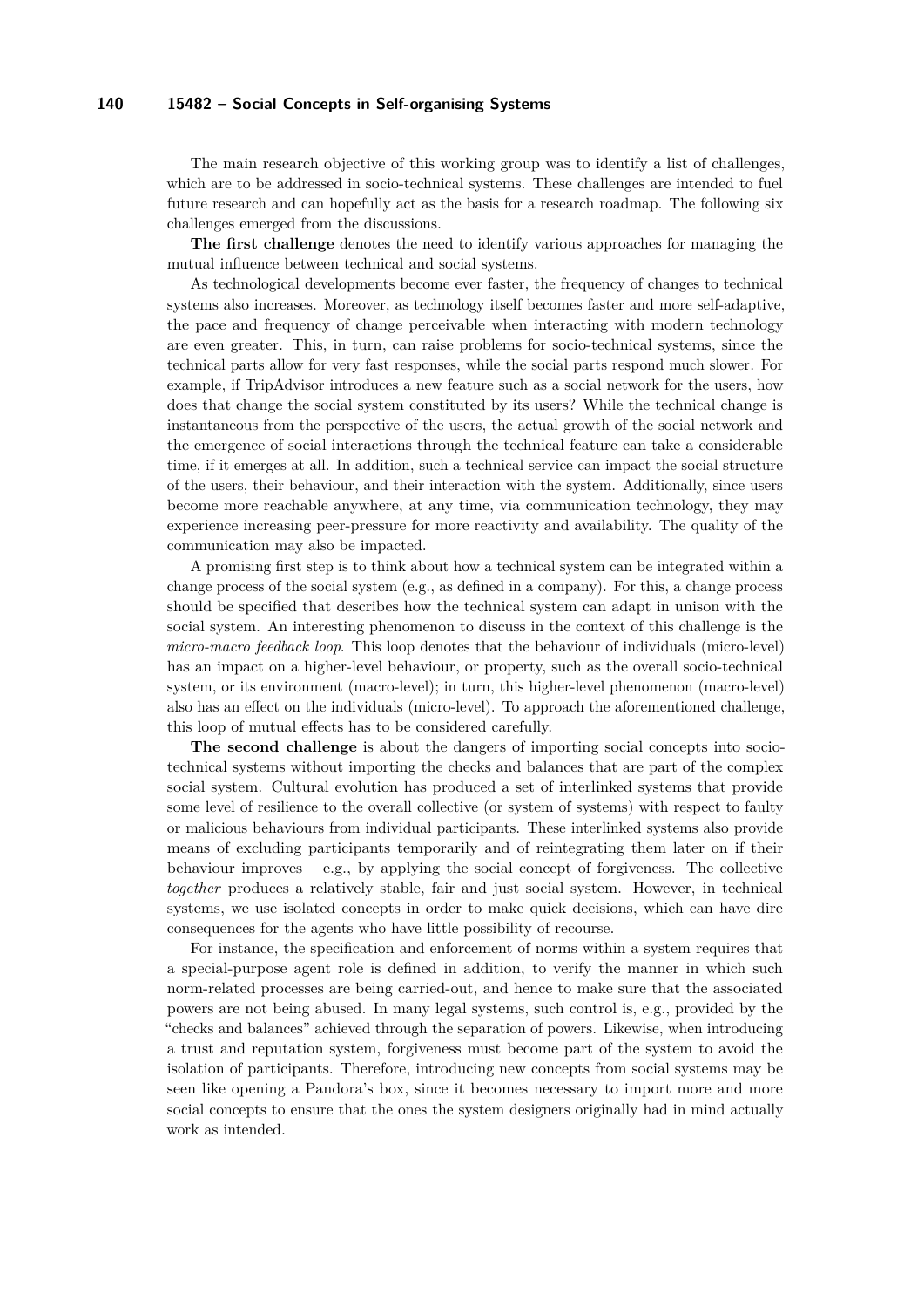The main research objective of this working group was to identify a list of challenges, which are to be addressed in socio-technical systems. These challenges are intended to fuel future research and can hopefully act as the basis for a research roadmap. The following six challenges emerged from the discussions.

**The first challenge** denotes the need to identify various approaches for managing the mutual influence between technical and social systems.

As technological developments become ever faster, the frequency of changes to technical systems also increases. Moreover, as technology itself becomes faster and more self-adaptive, the pace and frequency of change perceivable when interacting with modern technology are even greater. This, in turn, can raise problems for socio-technical systems, since the technical parts allow for very fast responses, while the social parts respond much slower. For example, if TripAdvisor introduces a new feature such as a social network for the users, how does that change the social system constituted by its users? While the technical change is instantaneous from the perspective of the users, the actual growth of the social network and the emergence of social interactions through the technical feature can take a considerable time, if it emerges at all. In addition, such a technical service can impact the social structure of the users, their behaviour, and their interaction with the system. Additionally, since users become more reachable anywhere, at any time, via communication technology, they may experience increasing peer-pressure for more reactivity and availability. The quality of the communication may also be impacted.

A promising first step is to think about how a technical system can be integrated within a change process of the social system (e.g., as defined in a company). For this, a change process should be specified that describes how the technical system can adapt in unison with the social system. An interesting phenomenon to discuss in the context of this challenge is the *micro-macro feedback loop*. This loop denotes that the behaviour of individuals (micro-level) has an impact on a higher-level behaviour, or property, such as the overall socio-technical system, or its environment (macro-level); in turn, this higher-level phenomenon (macro-level) also has an effect on the individuals (micro-level). To approach the aforementioned challenge, this loop of mutual effects has to be considered carefully.

**The second challenge** is about the dangers of importing social concepts into socio-technical systems without importing the checks and balances that are part of the complex social system. Cultural evolution has produced a set of interlinked systems that provide some level of resilience to the overall collective (or system of systems) with respect to faulty or malicious behaviours from individual participants. These interlinked systems also provide means of excluding participants temporarily and of reintegrating them later on if their behaviour improves – e.g., by applying the social concept of forgiveness. The collective *together* produces a relatively stable, fair and just social system. However, in technical systems, we use isolated concepts in order to make quick decisions, which can have dire consequences for the agents who have little possibility of recourse.

For instance, the specification and enforcement of norms within a system requires that a special-purpose agent role is defined in addition, to verify the manner in which such norm-related processes are being carried-out, and hence to make sure that the associated powers are not being abused. In many legal systems, such control is, e.g., provided by the "checks and balances" achieved through the separation of powers. Likewise, when introducing a trust and reputation system, forgiveness must become part of the system to avoid the isolation of participants. Therefore, introducing new concepts from social systems may be seen like opening a Pandora's box, since it becomes necessary to import more and more social concepts to ensure that the ones the system designers originally had in mind actually work as intended.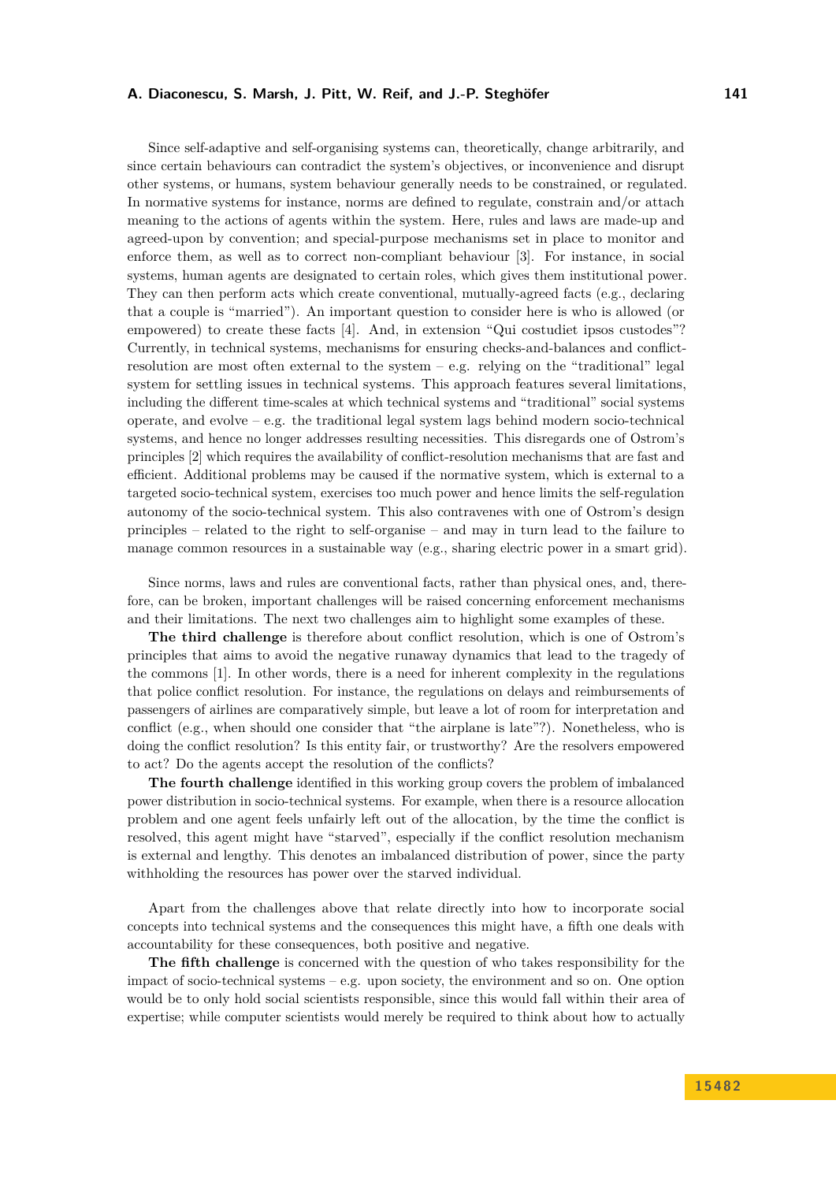Since self-adaptive and self-organising systems can, theoretically, change arbitrarily, and since certain behaviours can contradict the system's objectives, or inconvenience and disrupt other systems, or humans, system behaviour generally needs to be constrained, or regulated. In normative systems for instance, norms are defined to regulate, constrain and/or attach meaning to the actions of agents within the system. Here, rules and laws are made-up and agreed-upon by convention; and special-purpose mechanisms set in place to monitor and enforce them, as well as to correct non-compliant behaviour [3]. For instance, in social systems, human agents are designated to certain roles, which gives them institutional power. They can then perform acts which create conventional, mutually-agreed facts (e.g., declaring that a couple is "married"). An important question to consider here is who is allowed (or empowered) to create these facts [4]. And, in extension "Qui costudiet ipsos custodes"? Currently, in technical systems, mechanisms for ensuring checks-and-balances and conflict-resolution are most often external to the system – e.g. relying on the "traditional" legal system for settling issues in technical systems. This approach features several limitations, including the different time-scales at which technical systems and "traditional" social systems operate, and evolve – e.g. the traditional legal system lags behind modern socio-technical systems, and hence no longer addresses resulting necessities. This disregards one of Ostrom's principles [2] which requires the availability of conflict-resolution mechanisms that are fast and efficient. Additional problems may be caused if the normative system, which is external to a targeted socio-technical system, exercises too much power and hence limits the self-regulation autonomy of the socio-technical system. This also contravenes with one of Ostrom's design principles – related to the right to self-organise – and may in turn lead to the failure to manage common resources in a sustainable way (e.g., sharing electric power in a smart grid).

Since norms, laws and rules are conventional facts, rather than physical ones, and, therefore, can be broken, important challenges will be raised concerning enforcement mechanisms and their limitations. The next two challenges aim to highlight some examples of these.

**The third challenge** is therefore about conflict resolution, which is one of Ostrom's principles that aims to avoid the negative runaway dynamics that lead to the tragedy of the commons [1]. In other words, there is a need for inherent complexity in the regulations that police conflict resolution. For instance, the regulations on delays and reimbursements of passengers of airlines are comparatively simple, but leave a lot of room for interpretation and conflict (e.g., when should one consider that "the airplane is late"?). Nonetheless, who is doing the conflict resolution? Is this entity fair, or trustworthy? Are the resolvers empowered to act? Do the agents accept the resolution of the conflicts?

**The fourth challenge** identified in this working group covers the problem of imbalanced power distribution in socio-technical systems. For example, when there is a resource allocation problem and one agent feels unfairly left out of the allocation, by the time the conflict is resolved, this agent might have "starved", especially if the conflict resolution mechanism is external and lengthy. This denotes an imbalanced distribution of power, since the party withholding the resources has power over the starved individual.

Apart from the challenges above that relate directly into how to incorporate social concepts into technical systems and the consequences this might have, a fifth one deals with accountability for these consequences, both positive and negative.

**The fifth challenge** is concerned with the question of who takes responsibility for the impact of socio-technical systems – e.g. upon society, the environment and so on. One option would be to only hold social scientists responsible, since this would fall within their area of expertise; while computer scientists would merely be required to think about how to actually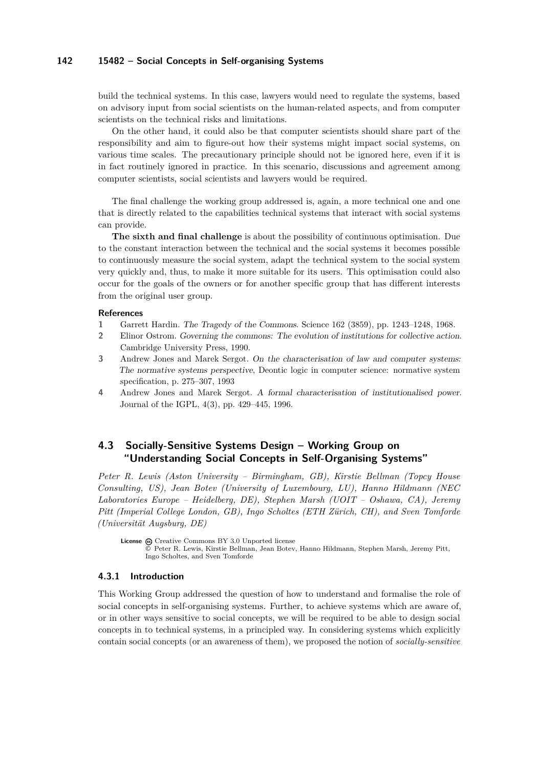build the technical systems. In this case, lawyers would need to regulate the systems, based on advisory input from social scientists on the human-related aspects, and from computer scientists on the technical risks and limitations.

On the other hand, it could also be that computer scientists should share part of the responsibility and aim to figure-out how their systems might impact social systems, on various time scales. The precautionary principle should not be ignored here, even if it is in fact routinely ignored in practice. In this scenario, discussions and agreement among computer scientists, social scientists and lawyers would be required.

The final challenge the working group addressed is, again, a more technical one and one that is directly related to the capabilities technical systems that interact with social systems can provide.

**The sixth and final challenge** is about the possibility of continuous optimisation. Due to the constant interaction between the technical and the social systems it becomes possible to continuously measure the social system, adapt the technical system to the social system very quickly and, thus, to make it more suitable for its users. This optimisation could also occur for the goals of the owners or for another specific group that has different interests from the original user group.

#### References

1. Garrett Hardin. *The Tragedy of the Commons*. Science 162 (3859), pp. 1243–1248, 1968.
2. Elinor Ostrom. *Governing the commons: The evolution of institutions for collective action*. Cambridge University Press, 1990.
3. Andrew Jones and Marek Sergot. *On the characterisation of law and computer systems: The normative systems perspective*, Deontic logic in computer science: normative system specification, p. 275–307, 1993
4. Andrew Jones and Marek Sergot. *A formal characterisation of institutionalised power*. Journal of the IGPL, 4(3), pp. 429–445, 1996.

## 4.3 Socially-Sensitive Systems Design – Working Group on "Understanding Social Concepts in Self-Organising Systems"

*Peter R. Lewis (Aston University – Birmingham, GB), Kirstie Bellman (Topcy House Consulting, US), Jean Botev (University of Luxembourg, LU), Hanno Hildmann (NEC Laboratories Europe – Heidelberg, DE), Stephen Marsh (UOIT – Oshawa, CA), Jeremy Pitt (Imperial College London, GB), Ingo Scholtes (ETH Zürich, CH), and Sven Tomforde (Universität Augsburg, DE)*

**License** Creative Commons BY 3.0 Unported license
© Peter R. Lewis, Kirstie Bellman, Jean Botev, Hanno Hildmann, Stephen Marsh, Jeremy Pitt, Ingo Scholtes, and Sven Tomforde

### 4.3.1 Introduction

This Working Group addressed the question of how to understand and formalise the role of social concepts in self-organising systems. Further, to achieve systems which are aware of, or in other ways sensitive to social concepts, we will be required to be able to design social concepts in to technical systems, in a principled way. In considering systems which explicitly contain social concepts (or an awareness of them), we proposed the notion of *socially-sensitive*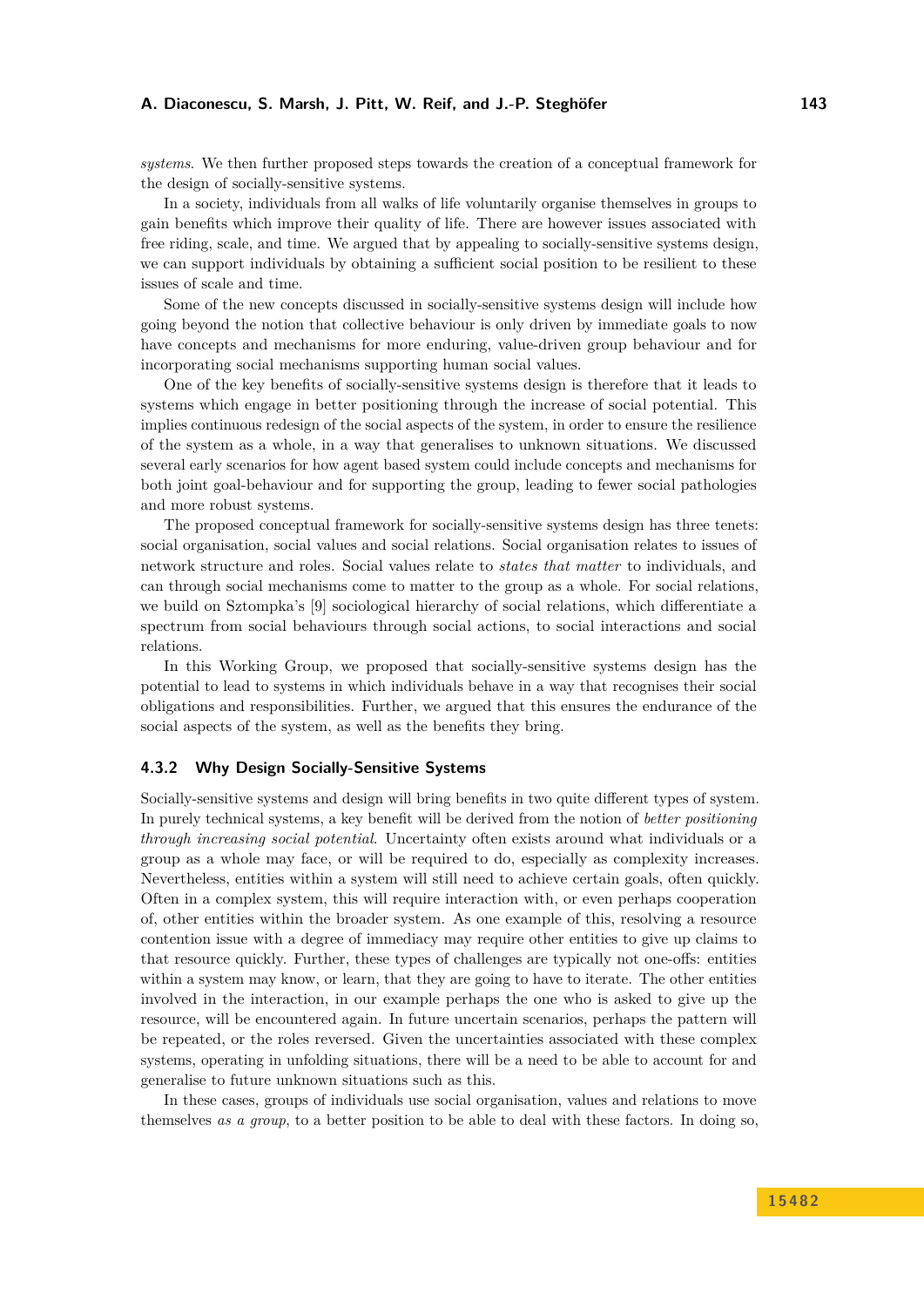*systems*. We then further proposed steps towards the creation of a conceptual framework for the design of socially-sensitive systems.

In a society, individuals from all walks of life voluntarily organise themselves in groups to gain benefits which improve their quality of life. There are however issues associated with free riding, scale, and time. We argued that by appealing to socially-sensitive systems design, we can support individuals by obtaining a sufficient social position to be resilient to these issues of scale and time.

Some of the new concepts discussed in socially-sensitive systems design will include how going beyond the notion that collective behaviour is only driven by immediate goals to now have concepts and mechanisms for more enduring, value-driven group behaviour and for incorporating social mechanisms supporting human social values.

One of the key benefits of socially-sensitive systems design is therefore that it leads to systems which engage in better positioning through the increase of social potential. This implies continuous redesign of the social aspects of the system, in order to ensure the resilience of the system as a whole, in a way that generalises to unknown situations. We discussed several early scenarios for how agent based system could include concepts and mechanisms for both joint goal-behaviour and for supporting the group, leading to fewer social pathologies and more robust systems.

The proposed conceptual framework for socially-sensitive systems design has three tenets: social organisation, social values and social relations. Social organisation relates to issues of network structure and roles. Social values relate to *states that matter* to individuals, and can through social mechanisms come to matter to the group as a whole. For social relations, we build on Sztompka's [9] sociological hierarchy of social relations, which differentiate a spectrum from social behaviours through social actions, to social interactions and social relations.

In this Working Group, we proposed that socially-sensitive systems design has the potential to lead to systems in which individuals behave in a way that recognises their social obligations and responsibilities. Further, we argued that this ensures the endurance of the social aspects of the system, as well as the benefits they bring.

### 4.3.2 Why Design Socially-Sensitive Systems

Socially-sensitive systems and design will bring benefits in two quite different types of system. In purely technical systems, a key benefit will be derived from the notion of *better positioning through increasing social potential*. Uncertainty often exists around what individuals or a group as a whole may face, or will be required to do, especially as complexity increases. Nevertheless, entities within a system will still need to achieve certain goals, often quickly. Often in a complex system, this will require interaction with, or even perhaps cooperation of, other entities within the broader system. As one example of this, resolving a resource contention issue with a degree of immediacy may require other entities to give up claims to that resource quickly. Further, these types of challenges are typically not one-offs: entities within a system may know, or learn, that they are going to have to iterate. The other entities involved in the interaction, in our example perhaps the one who is asked to give up the resource, will be encountered again. In future uncertain scenarios, perhaps the pattern will be repeated, or the roles reversed. Given the uncertainties associated with these complex systems, operating in unfolding situations, there will be a need to be able to account for and generalise to future unknown situations such as this.

In these cases, groups of individuals use social organisation, values and relations to move themselves *as a group*, to a better position to be able to deal with these factors. In doing so,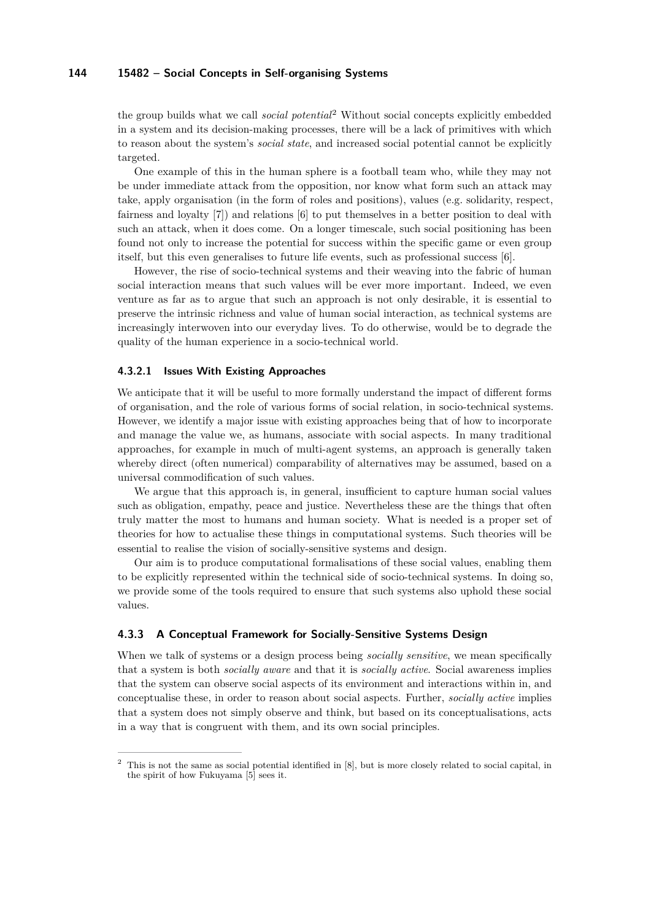the group builds what we call *social potential*[2] Without social concepts explicitly embedded in a system and its decision-making processes, there will be a lack of primitives with which to reason about the system's *social state*, and increased social potential cannot be explicitly targeted.

One example of this in the human sphere is a football team who, while they may not be under immediate attack from the opposition, nor know what form such an attack may take, apply organisation (in the form of roles and positions), values (e.g. solidarity, respect, fairness and loyalty [7]) and relations [6] to put themselves in a better position to deal with such an attack, when it does come. On a longer timescale, such social positioning has been found not only to increase the potential for success within the specific game or even group itself, but this even generalises to future life events, such as professional success [6].

However, the rise of socio-technical systems and their weaving into the fabric of human social interaction means that such values will be ever more important. Indeed, we even venture as far as to argue that such an approach is not only desirable, it is essential to preserve the intrinsic richness and value of human social interaction, as technical systems are increasingly interwoven into our everyday lives. To do otherwise, would be to degrade the quality of the human experience in a socio-technical world.

#### 4.3.2.1 Issues With Existing Approaches

We anticipate that it will be useful to more formally understand the impact of different forms of organisation, and the role of various forms of social relation, in socio-technical systems. However, we identify a major issue with existing approaches being that of how to incorporate and manage the value we, as humans, associate with social aspects. In many traditional approaches, for example in much of multi-agent systems, an approach is generally taken whereby direct (often numerical) comparability of alternatives may be assumed, based on a universal commodification of such values.

We argue that this approach is, in general, insufficient to capture human social values such as obligation, empathy, peace and justice. Nevertheless these are the things that often truly matter the most to humans and human society. What is needed is a proper set of theories for how to actualise these things in computational systems. Such theories will be essential to realise the vision of socially-sensitive systems and design.

Our aim is to produce computational formalisations of these social values, enabling them to be explicitly represented within the technical side of socio-technical systems. In doing so, we provide some of the tools required to ensure that such systems also uphold these social values.

### 4.3.3 A Conceptual Framework for Socially-Sensitive Systems Design

When we talk of systems or a design process being *socially sensitive*, we mean specifically that a system is both *socially aware* and that it is *socially active*. Social awareness implies that the system can observe social aspects of its environment and interactions within in, and conceptualise these, in order to reason about social aspects. Further, *socially active* implies that a system does not simply observe and think, but based on its conceptualisations, acts in a way that is congruent with them, and its own social principles.

---

[2] This is not the same as social potential identified in [8], but is more closely related to social capital, in the spirit of how Fukuyama [5] sees it.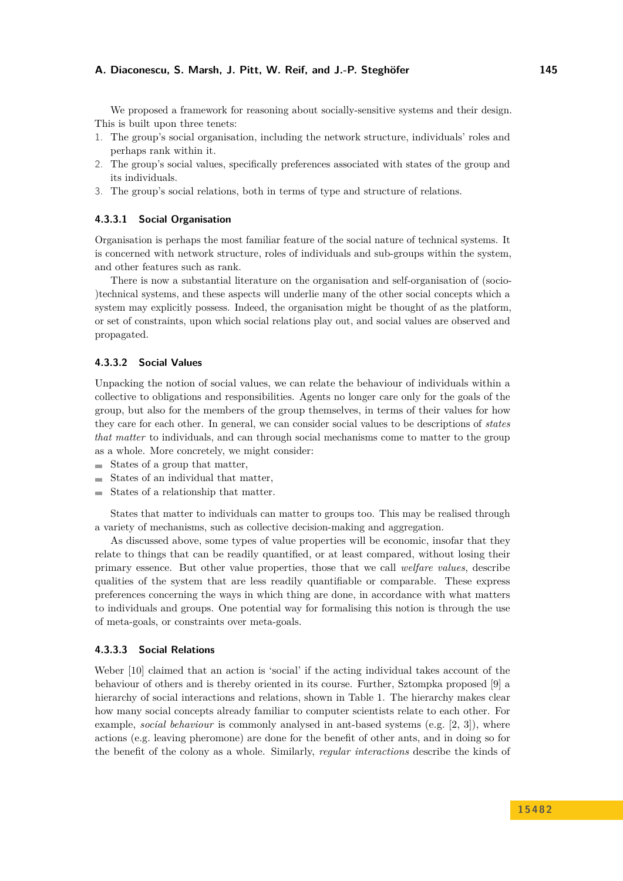We proposed a framework for reasoning about socially-sensitive systems and their design. This is built upon three tenets:

1. The group's social organisation, including the network structure, individuals' roles and perhaps rank within it.
2. The group's social values, specifically preferences associated with states of the group and its individuals.
3. The group's social relations, both in terms of type and structure of relations.

#### 4.3.3.1 Social Organisation

Organisation is perhaps the most familiar feature of the social nature of technical systems. It is concerned with network structure, roles of individuals and sub-groups within the system, and other features such as rank.

There is now a substantial literature on the organisation and self-organisation of (socio-)technical systems, and these aspects will underlie many of the other social concepts which a system may explicitly possess. Indeed, the organisation might be thought of as the platform, or set of constraints, upon which social relations play out, and social values are observed and propagated.

#### 4.3.3.2 Social Values

Unpacking the notion of social values, we can relate the behaviour of individuals within a collective to obligations and responsibilities. Agents no longer care only for the goals of the group, but also for the members of the group themselves, in terms of their values for how they care for each other. In general, we can consider social values to be descriptions of *states that matter* to individuals, and can through social mechanisms come to matter to the group as a whole. More concretely, we might consider:

- States of a group that matter,
- States of an individual that matter,
- States of a relationship that matter.

States that matter to individuals can matter to groups too. This may be realised through a variety of mechanisms, such as collective decision-making and aggregation.

As discussed above, some types of value properties will be economic, insofar that they relate to things that can be readily quantified, or at least compared, without losing their primary essence. But other value properties, those that we call *welfare values*, describe qualities of the system that are less readily quantifiable or comparable. These express preferences concerning the ways in which thing are done, in accordance with what matters to individuals and groups. One potential way for formalising this notion is through the use of meta-goals, or constraints over meta-goals.

#### 4.3.3.3 Social Relations

Weber [10] claimed that an action is 'social' if the acting individual takes account of the behaviour of others and is thereby oriented in its course. Further, Sztompka proposed [9] a hierarchy of social interactions and relations, shown in Table 1. The hierarchy makes clear how many social concepts already familiar to computer scientists relate to each other. For example, *social behaviour* is commonly analysed in ant-based systems (e.g. [2, 3]), where actions (e.g. leaving pheromone) are done for the benefit of other ants, and in doing so for the benefit of the colony as a whole. Similarly, *regular interactions* describe the kinds of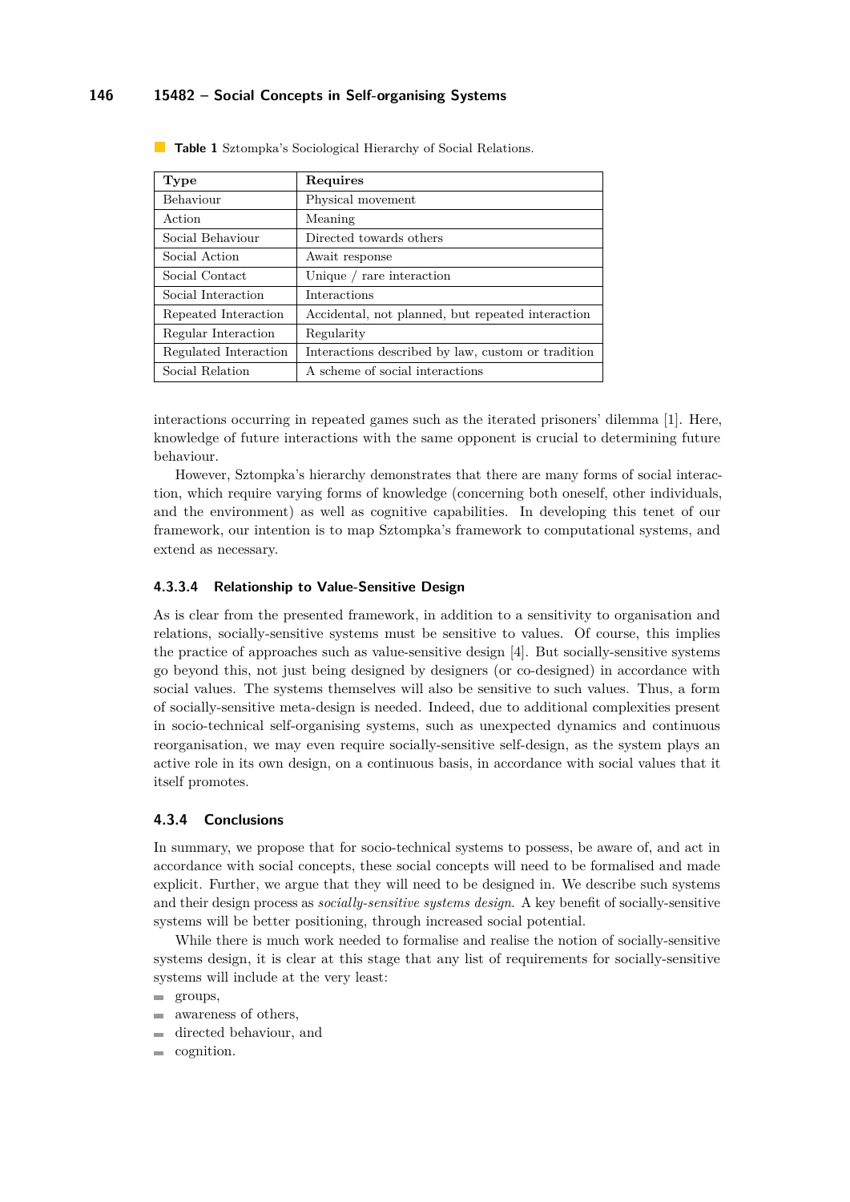**Table 1** Sztompka's Sociological Hierarchy of Social Relations.

| Type | Requires |
|---|---|
| Behaviour | Physical movement |
| Action | Meaning |
| Social Behaviour | Directed towards others |
| Social Action | Await response |
| Social Contact | Unique / rare interaction |
| Social Interaction | Interactions |
| Repeated Interaction | Accidental, not planned, but repeated interaction |
| Regular Interaction | Regularity |
| Regulated Interaction | Interactions described by law, custom or tradition |
| Social Relation | A scheme of social interactions |

interactions occurring in repeated games such as the iterated prisoners' dilemma [1]. Here, knowledge of future interactions with the same opponent is crucial to determining future behaviour.

However, Sztompka's hierarchy demonstrates that there are many forms of social interaction, which require varying forms of knowledge (concerning both oneself, other individuals, and the environment) as well as cognitive capabilities. In developing this tenet of our framework, our intention is to map Sztompka's framework to computational systems, and extend as necessary.

#### 4.3.3.4 Relationship to Value-Sensitive Design

As is clear from the presented framework, in addition to a sensitivity to organisation and relations, socially-sensitive systems must be sensitive to values. Of course, this implies the practice of approaches such as value-sensitive design [4]. But socially-sensitive systems go beyond this, not just being designed by designers (or co-designed) in accordance with social values. The systems themselves will also be sensitive to such values. Thus, a form of socially-sensitive meta-design is needed. Indeed, due to additional complexities present in socio-technical self-organising systems, such as unexpected dynamics and continuous reorganisation, we may even require socially-sensitive self-design, as the system plays an active role in its own design, on a continuous basis, in accordance with social values that it itself promotes.

### 4.3.4 Conclusions

In summary, we propose that for socio-technical systems to possess, be aware of, and act in accordance with social concepts, these social concepts will need to be formalised and made explicit. Further, we argue that they will need to be designed in. We describe such systems and their design process as *socially-sensitive systems design*. A key benefit of socially-sensitive systems will be better positioning, through increased social potential.

While there is much work needed to formalise and realise the notion of socially-sensitive systems design, it is clear at this stage that any list of requirements for socially-sensitive systems will include at the very least:

- groups,
- awareness of others,
- directed behaviour, and
- cognition.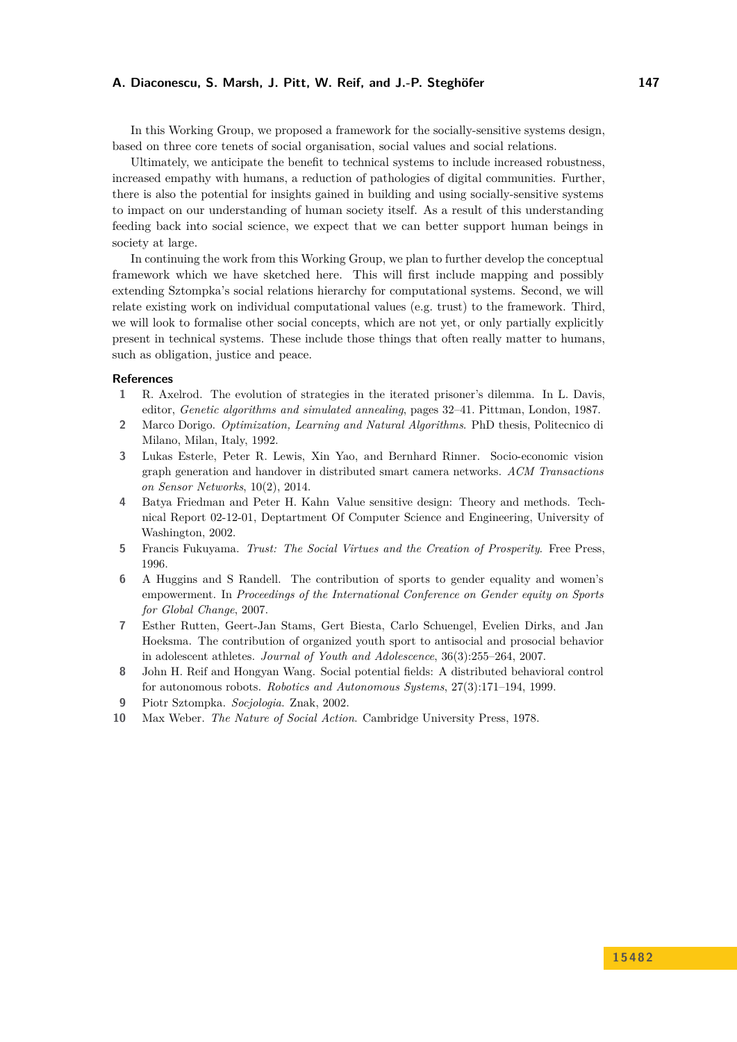In this Working Group, we proposed a framework for the socially-sensitive systems design, based on three core tenets of social organisation, social values and social relations.

Ultimately, we anticipate the benefit to technical systems to include increased robustness, increased empathy with humans, a reduction of pathologies of digital communities. Further, there is also the potential for insights gained in building and using socially-sensitive systems to impact on our understanding of human society itself. As a result of this understanding feeding back into social science, we expect that we can better support human beings in society at large.

In continuing the work from this Working Group, we plan to further develop the conceptual framework which we have sketched here. This will first include mapping and possibly extending Sztompka's social relations hierarchy for computational systems. Second, we will relate existing work on individual computational values (e.g. trust) to the framework. Third, we will look to formalise other social concepts, which are not yet, or only partially explicitly present in technical systems. These include those things that often really matter to humans, such as obligation, justice and peace.

### References

1. R. Axelrod. The evolution of strategies in the iterated prisoner's dilemma. In L. Davis, editor, *Genetic algorithms and simulated annealing*, pages 32–41. Pittman, London, 1987.
2. Marco Dorigo. *Optimization, Learning and Natural Algorithms*. PhD thesis, Politecnico di Milano, Milan, Italy, 1992.
3. Lukas Esterle, Peter R. Lewis, Xin Yao, and Bernhard Rinner. Socio-economic vision graph generation and handover in distributed smart camera networks. *ACM Transactions on Sensor Networks*, 10(2), 2014.
4. Batya Friedman and Peter H. Kahn Value sensitive design: Theory and methods. Technical Report 02-12-01, Deptartment Of Computer Science and Engineering, University of Washington, 2002.
5. Francis Fukuyama. *Trust: The Social Virtues and the Creation of Prosperity*. Free Press, 1996.
6. A Huggins and S Randell. The contribution of sports to gender equality and women's empowerment. In *Proceedings of the International Conference on Gender equity on Sports for Global Change*, 2007.
7. Esther Rutten, Geert-Jan Stams, Gert Biesta, Carlo Schuengel, Evelien Dirks, and Jan Hoeksma. The contribution of organized youth sport to antisocial and prosocial behavior in adolescent athletes. *Journal of Youth and Adolescence*, 36(3):255–264, 2007.
8. John H. Reif and Hongyan Wang. Social potential fields: A distributed behavioral control for autonomous robots. *Robotics and Autonomous Systems*, 27(3):171–194, 1999.
9. Piotr Sztompka. *Socjologia*. Znak, 2002.
10. Max Weber. *The Nature of Social Action*. Cambridge University Press, 1978.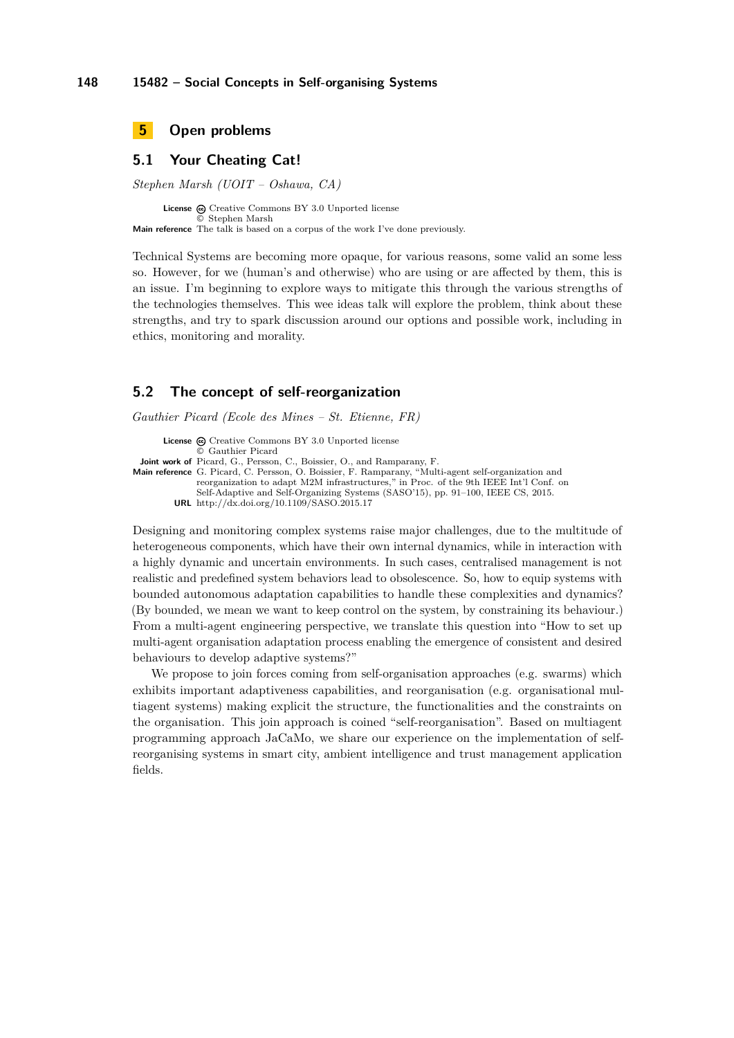# 5 Open problems

## 5.1 Your Cheating Cat!

*Stephen Marsh (UOIT – Oshawa, CA)*

**License** Creative Commons BY 3.0 Unported license
© Stephen Marsh
**Main reference** The talk is based on a corpus of the work I've done previously.

Technical Systems are becoming more opaque, for various reasons, some valid an some less so. However, for we (human's and otherwise) who are using or are affected by them, this is an issue. I'm beginning to explore ways to mitigate this through the various strengths of the technologies themselves. This wee ideas talk will explore the problem, think about these strengths, and try to spark discussion around our options and possible work, including in ethics, monitoring and morality.

## 5.2 The concept of self-reorganization

*Gauthier Picard (Ecole des Mines – St. Etienne, FR)*

**License** Creative Commons BY 3.0 Unported license
© Gauthier Picard
**Joint work of** Picard, G., Persson, C., Boissier, O., and Ramparany, F.
**Main reference** G. Picard, C. Persson, O. Boissier, F. Ramparany, "Multi-agent self-organization and reorganization to adapt M2M infrastructures," in Proc. of the 9th IEEE Int'l Conf. on Self-Adaptive and Self-Organizing Systems (SASO'15), pp. 91–100, IEEE CS, 2015.
**URL** http://dx.doi.org/10.1109/SASO.2015.17

Designing and monitoring complex systems raise major challenges, due to the multitude of heterogeneous components, which have their own internal dynamics, while in interaction with a highly dynamic and uncertain environments. In such cases, centralised management is not realistic and predefined system behaviors lead to obsolescence. So, how to equip systems with bounded autonomous adaptation capabilities to handle these complexities and dynamics? (By bounded, we mean we want to keep control on the system, by constraining its behaviour.) From a multi-agent engineering perspective, we translate this question into "How to set up multi-agent organisation adaptation process enabling the emergence of consistent and desired behaviours to develop adaptive systems?"

We propose to join forces coming from self-organisation approaches (e.g. swarms) which exhibits important adaptiveness capabilities, and reorganisation (e.g. organisational multiagent systems) making explicit the structure, the functionalities and the constraints on the organisation. This join approach is coined "self-reorganisation". Based on multiagent programming approach JaCaMo, we share our experience on the implementation of self-reorganising systems in smart city, ambient intelligence and trust management application fields.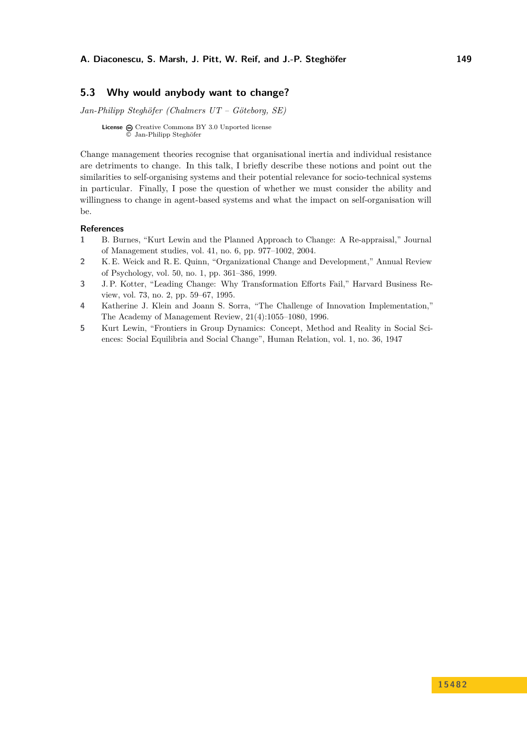### 5.3 Why would anybody want to change?

*Jan-Philipp Steghöfer (Chalmers UT – Göteborg, SE)*

**License** Creative Commons BY 3.0 Unported license
© Jan-Philipp Steghöfer

Change management theories recognise that organisational inertia and individual resistance are detriments to change. In this talk, I briefly describe these notions and point out the similarities to self-organising systems and their potential relevance for socio-technical systems in particular. Finally, I pose the question of whether we must consider the ability and willingness to change in agent-based systems and what the impact on self-organisation will be.

**References**

1. B. Burnes, "Kurt Lewin and the Planned Approach to Change: A Re-appraisal," Journal of Management studies, vol. 41, no. 6, pp. 977–1002, 2004.
2. K. E. Weick and R. E. Quinn, "Organizational Change and Development," Annual Review of Psychology, vol. 50, no. 1, pp. 361–386, 1999.
3. J. P. Kotter, "Leading Change: Why Transformation Efforts Fail," Harvard Business Review, vol. 73, no. 2, pp. 59–67, 1995.
4. Katherine J. Klein and Joann S. Sorra, "The Challenge of Innovation Implementation," The Academy of Management Review, 21(4):1055–1080, 1996.
5. Kurt Lewin, "Frontiers in Group Dynamics: Concept, Method and Reality in Social Sciences: Social Equilibria and Social Change", Human Relation, vol. 1, no. 36, 1947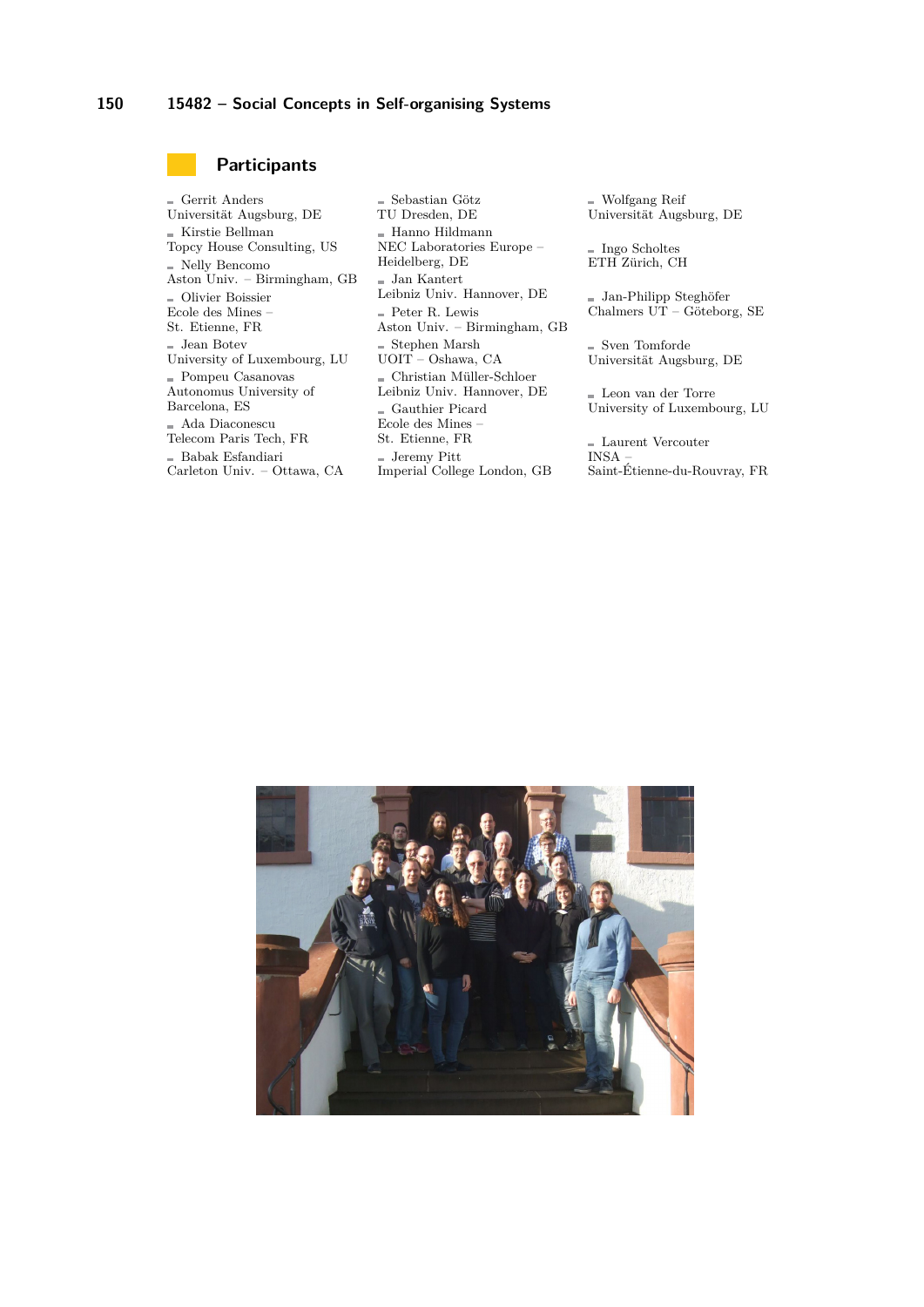## Participants

- Gerrit Anders
  Universität Augsburg, DE
- Kirstie Bellman
  Topcy House Consulting, US
- Nelly Bencomo
  Aston Univ. – Birmingham, GB
- Olivier Boissier
  Ecole des Mines – St. Etienne, FR
- Jean Botev
  University of Luxembourg, LU
- Pompeu Casanovas
  Autonomus University of Barcelona, ES
- Ada Diaconescu
  Telecom Paris Tech, FR
- Babak Esfandiari
  Carleton Univ. – Ottawa, CA
- Sebastian Götz
  TU Dresden, DE
- Hanno Hildmann
  NEC Laboratories Europe – Heidelberg, DE
- Jan Kantert
  Leibniz Univ. Hannover, DE
- Peter R. Lewis
  Aston Univ. – Birmingham, GB
- Stephen Marsh
  UOIT – Oshawa, CA
- Christian Müller-Schloer
  Leibniz Univ. Hannover, DE
- Gauthier Picard
  Ecole des Mines – St. Etienne, FR
- Jeremy Pitt
  Imperial College London, GB
- Wolfgang Reif
  Universität Augsburg, DE
- Ingo Scholtes
  ETH Zürich, CH
- Jan-Philipp Steghöfer
  Chalmers UT – Göteborg, SE
- Sven Tomforde
  Universität Augsburg, DE
- Leon van der Torre
  University of Luxembourg, LU
- Laurent Vercouter
  INSA – Saint-Étienne-du-Rouvray, FR